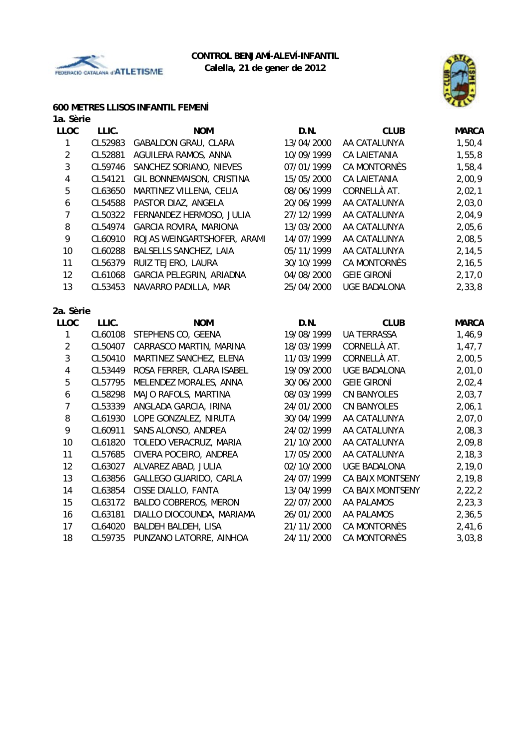**CONTROL BENJAMÍ-ALEVÍ-INFANTIL**
**Calella, 21 de gener de 2012**

### 600 METRES LLISOS INFANTIL FEMENÍ

**1a. Sèrie**

| LLOC | LLIC. | NOM | D.N. | CLUB | MARCA |
|---|---|---|---|---|---|
| 1 | CL52983 | GABALDON GRAU, CLARA | 13/04/2000 | AA CATALUNYA | 1,50,4 |
| 2 | CL52881 | AGUILERA RAMOS, ANNA | 10/09/1999 | CA LAIETANIA | 1,55,8 |
| 3 | CL59746 | SANCHEZ SORIANO, NIEVES | 07/01/1999 | CA MONTORNÈS | 1,58,4 |
| 4 | CL54121 | GIL BONNEMAISON, CRISTINA | 15/05/2000 | CA LAIETANIA | 2,00,9 |
| 5 | CL63650 | MARTINEZ VILLENA, CELIA | 08/06/1999 | CORNELLÀ AT. | 2,02,1 |
| 6 | CL54588 | PASTOR DIAZ, ANGELA | 20/06/1999 | AA CATALUNYA | 2,03,0 |
| 7 | CL50322 | FERNANDEZ HERMOSO, JULIA | 27/12/1999 | AA CATALUNYA | 2,04,9 |
| 8 | CL54974 | GARCIA ROVIRA, MARIONA | 13/03/2000 | AA CATALUNYA | 2,05,6 |
| 9 | CL60910 | ROJAS WEINGARTSHOFER, ARAMI | 14/07/1999 | AA CATALUNYA | 2,08,5 |
| 10 | CL60288 | BALSELLS SANCHEZ, LAIA | 05/11/1999 | AA CATALUNYA | 2,14,5 |
| 11 | CL56379 | RUIZ TEJERO, LAURA | 30/10/1999 | CA MONTORNÈS | 2,16,5 |
| 12 | CL61068 | GARCIA PELEGRIN, ARIADNA | 04/08/2000 | GEIE GIRONÍ | 2,17,0 |
| 13 | CL53453 | NAVARRO PADILLA, MAR | 25/04/2000 | UGE BADALONA | 2,33,8 |

**2a. Sèrie**

| LLOC | LLIC. | NOM | D.N. | CLUB | MARCA |
|---|---|---|---|---|---|
| 1 | CL60108 | STEPHENS CO, GEENA | 19/08/1999 | UA TERRASSA | 1,46,9 |
| 2 | CL50407 | CARRASCO MARTIN, MARINA | 18/03/1999 | CORNELLÀ AT. | 1,47,7 |
| 3 | CL50410 | MARTINEZ SANCHEZ, ELENA | 11/03/1999 | CORNELLÀ AT. | 2,00,5 |
| 4 | CL53449 | ROSA FERRER, CLARA ISABEL | 19/09/2000 | UGE BADALONA | 2,01,0 |
| 5 | CL57795 | MELENDEZ MORALES, ANNA | 30/06/2000 | GEIE GIRONÍ | 2,02,4 |
| 6 | CL58298 | MAJO RAFOLS, MARTINA | 08/03/1999 | CN BANYOLES | 2,03,7 |
| 7 | CL53339 | ANGLADA GARCIA, IRINA | 24/01/2000 | CN BANYOLES | 2,06,1 |
| 8 | CL61930 | LOPE GONZALEZ, NIRUTA | 30/04/1999 | AA CATALUNYA | 2,07,0 |
| 9 | CL60911 | SANS ALONSO, ANDREA | 24/02/1999 | AA CATALUNYA | 2,08,3 |
| 10 | CL61820 | TOLEDO VERACRUZ, MARIA | 21/10/2000 | AA CATALUNYA | 2,09,8 |
| 11 | CL57685 | CIVERA POCEIRO, ANDREA | 17/05/2000 | AA CATALUNYA | 2,18,3 |
| 12 | CL63027 | ALVAREZ ABAD, JULIA | 02/10/2000 | UGE BADALONA | 2,19,0 |
| 13 | CL63856 | GALLEGO GUARIDO, CARLA | 24/07/1999 | CA BAIX MONTSENY | 2,19,8 |
| 14 | CL63854 | CISSE DIALLO, FANTA | 13/04/1999 | CA BAIX MONTSENY | 2,22,2 |
| 15 | CL63172 | BALDO COBREROS, MERON | 22/07/2000 | AA PALAMOS | 2,23,3 |
| 16 | CL63181 | DIALLO DIOCOUNDA, MARIAMA | 26/01/2000 | AA PALAMOS | 2,36,5 |
| 17 | CL64020 | BALDEH BALDEH, LISA | 21/11/2000 | CA MONTORNÈS | 2,41,6 |
| 18 | CL59735 | PUNZANO LATORRE, AINHOA | 24/11/2000 | CA MONTORNÈS | 3,03,8 |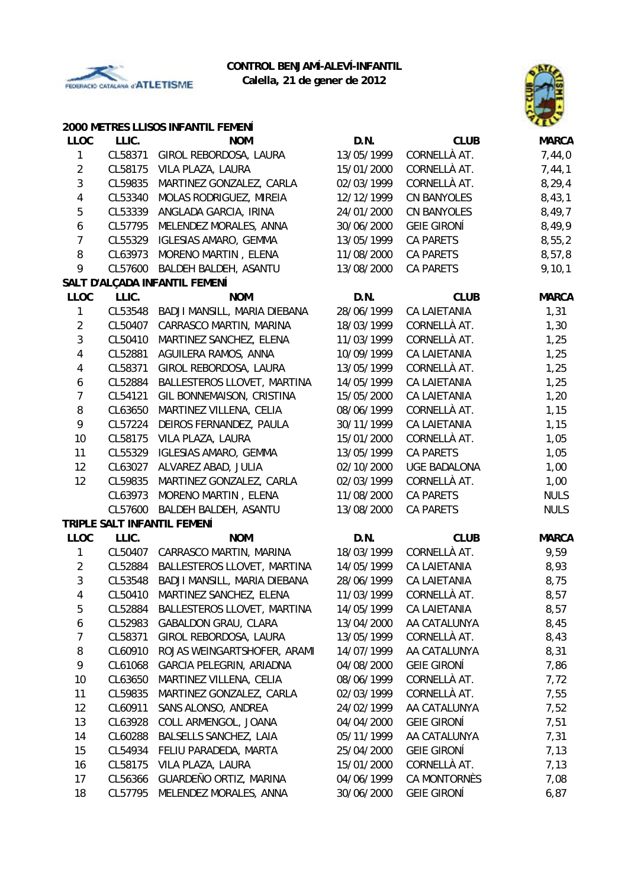**CONTROL BENJAMÍ-ALEVÍ-INFANTIL**
**Calella, 21 de gener de 2012**

### 2000 METRES LLISOS INFANTIL FEMENÍ

| LLOC | LLIC. | NOM | D.N. | CLUB | MARCA |
|---|---|---|---|---|---|
| 1 | CL58371 | GIROL REBORDOSA, LAURA | 13/05/1999 | CORNELLÀ AT. | 7,44,0 |
| 2 | CL58175 | VILA PLAZA, LAURA | 15/01/2000 | CORNELLÀ AT. | 7,44,1 |
| 3 | CL59835 | MARTINEZ GONZALEZ, CARLA | 02/03/1999 | CORNELLÀ AT. | 8,29,4 |
| 4 | CL53340 | MOLAS RODRIGUEZ, MIREIA | 12/12/1999 | CN BANYOLES | 8,43,1 |
| 5 | CL53339 | ANGLADA GARCIA, IRINA | 24/01/2000 | CN BANYOLES | 8,49,7 |
| 6 | CL57795 | MELENDEZ MORALES, ANNA | 30/06/2000 | GEIE GIRONÍ | 8,49,9 |
| 7 | CL55329 | IGLESIAS AMARO, GEMMA | 13/05/1999 | CA PARETS | 8,55,2 |
| 8 | CL63973 | MORENO MARTIN , ELENA | 11/08/2000 | CA PARETS | 8,57,8 |
| 9 | CL57600 | BALDEH BALDEH, ASANTU | 13/08/2000 | CA PARETS | 9,10,1 |

### SALT D'ALÇADA INFANTIL FEMENÍ

| LLOC | LLIC. | NOM | D.N. | CLUB | MARCA |
|---|---|---|---|---|---|
| 1 | CL53548 | BADJI MANSILL, MARIA DIEBANA | 28/06/1999 | CA LAIETANIA | 1,31 |
| 2 | CL50407 | CARRASCO MARTIN, MARINA | 18/03/1999 | CORNELLÀ AT. | 1,30 |
| 3 | CL50410 | MARTINEZ SANCHEZ, ELENA | 11/03/1999 | CORNELLÀ AT. | 1,25 |
| 4 | CL52881 | AGUILERA RAMOS, ANNA | 10/09/1999 | CA LAIETANIA | 1,25 |
| 4 | CL58371 | GIROL REBORDOSA, LAURA | 13/05/1999 | CORNELLÀ AT. | 1,25 |
| 6 | CL52884 | BALLESTEROS LLOVET, MARTINA | 14/05/1999 | CA LAIETANIA | 1,25 |
| 7 | CL54121 | GIL BONNEMAISON, CRISTINA | 15/05/2000 | CA LAIETANIA | 1,20 |
| 8 | CL63650 | MARTINEZ VILLENA, CELIA | 08/06/1999 | CORNELLÀ AT. | 1,15 |
| 9 | CL57224 | DEIROS FERNANDEZ, PAULA | 30/11/1999 | CA LAIETANIA | 1,15 |
| 10 | CL58175 | VILA PLAZA, LAURA | 15/01/2000 | CORNELLÀ AT. | 1,05 |
| 11 | CL55329 | IGLESIAS AMARO, GEMMA | 13/05/1999 | CA PARETS | 1,05 |
| 12 | CL63027 | ALVAREZ ABAD, JULIA | 02/10/2000 | UGE BADALONA | 1,00 |
| 12 | CL59835 | MARTINEZ GONZALEZ, CARLA | 02/03/1999 | CORNELLÀ AT. | 1,00 |
|  | CL63973 | MORENO MARTIN , ELENA | 11/08/2000 | CA PARETS | NULS |
|  | CL57600 | BALDEH BALDEH, ASANTU | 13/08/2000 | CA PARETS | NULS |

### TRIPLE SALT INFANTIL FEMENÍ

| LLOC | LLIC. | NOM | D.N. | CLUB | MARCA |
|---|---|---|---|---|---|
| 1 | CL50407 | CARRASCO MARTIN, MARINA | 18/03/1999 | CORNELLÀ AT. | 9,59 |
| 2 | CL52884 | BALLESTEROS LLOVET, MARTINA | 14/05/1999 | CA LAIETANIA | 8,93 |
| 3 | CL53548 | BADJI MANSILL, MARIA DIEBANA | 28/06/1999 | CA LAIETANIA | 8,75 |
| 4 | CL50410 | MARTINEZ SANCHEZ, ELENA | 11/03/1999 | CORNELLÀ AT. | 8,57 |
| 5 | CL52884 | BALLESTEROS LLOVET, MARTINA | 14/05/1999 | CA LAIETANIA | 8,57 |
| 6 | CL52983 | GABALDON GRAU, CLARA | 13/04/2000 | AA CATALUNYA | 8,45 |
| 7 | CL58371 | GIROL REBORDOSA, LAURA | 13/05/1999 | CORNELLÀ AT. | 8,43 |
| 8 | CL60910 | ROJAS WEINGARTSHOFER, ARAMI | 14/07/1999 | AA CATALUNYA | 8,31 |
| 9 | CL61068 | GARCIA PELEGRIN, ARIADNA | 04/08/2000 | GEIE GIRONÍ | 7,86 |
| 10 | CL63650 | MARTINEZ VILLENA, CELIA | 08/06/1999 | CORNELLÀ AT. | 7,72 |
| 11 | CL59835 | MARTINEZ GONZALEZ, CARLA | 02/03/1999 | CORNELLÀ AT. | 7,55 |
| 12 | CL60911 | SANS ALONSO, ANDREA | 24/02/1999 | AA CATALUNYA | 7,52 |
| 13 | CL63928 | COLL ARMENGOL, JOANA | 04/04/2000 | GEIE GIRONÍ | 7,51 |
| 14 | CL60288 | BALSELLS SANCHEZ, LAIA | 05/11/1999 | AA CATALUNYA | 7,31 |
| 15 | CL54934 | FELIU PARADEDA, MARTA | 25/04/2000 | GEIE GIRONÍ | 7,13 |
| 16 | CL58175 | VILA PLAZA, LAURA | 15/01/2000 | CORNELLÀ AT. | 7,13 |
| 17 | CL56366 | GUARDEÑO ORTIZ, MARINA | 04/06/1999 | CA MONTORNÈS | 7,08 |
| 18 | CL57795 | MELENDEZ MORALES, ANNA | 30/06/2000 | GEIE GIRONÍ | 6,87 |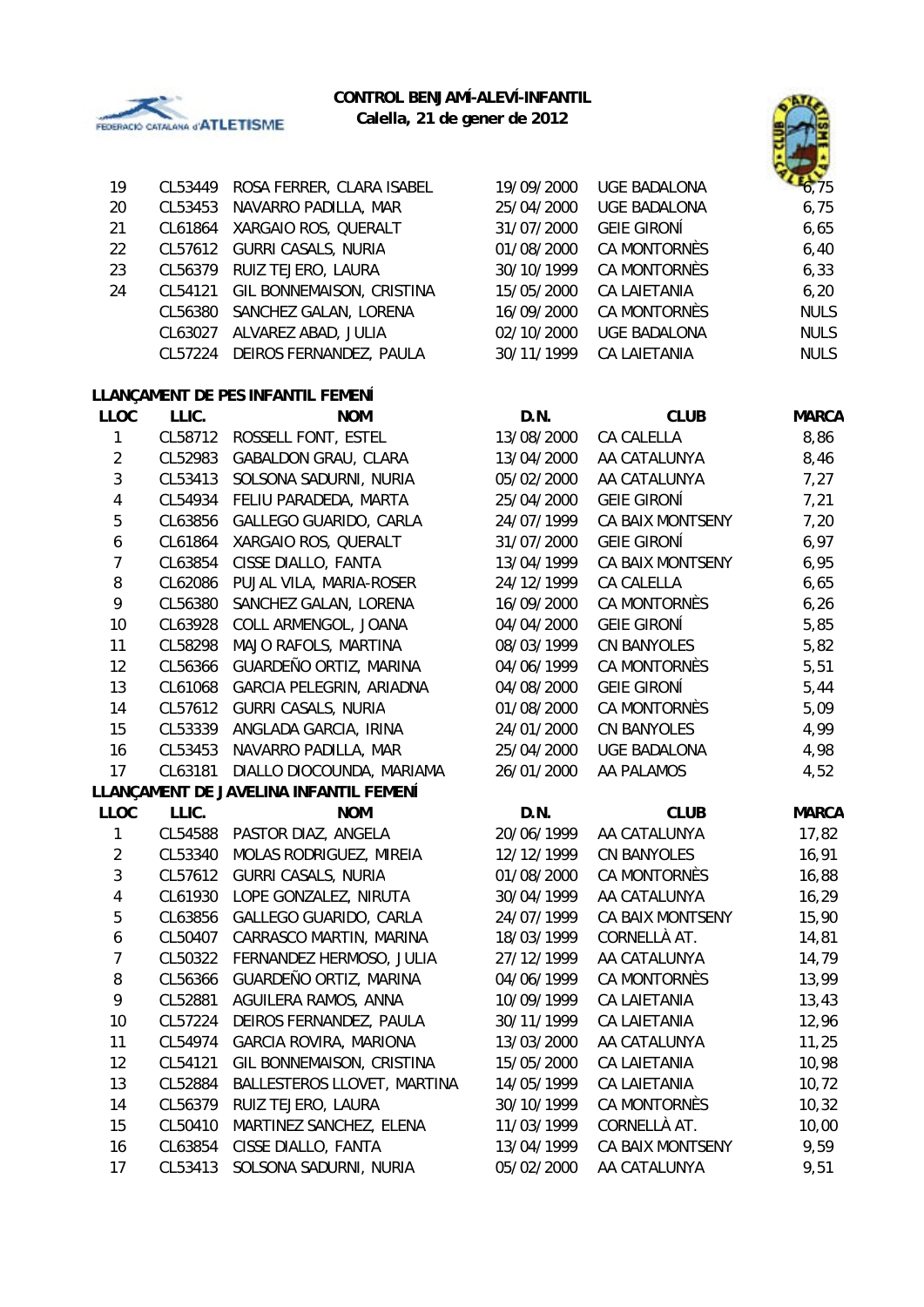**CONTROL BENJAMÍ-ALEVÍ-INFANTIL**
**Calella, 21 de gener de 2012**

| | | | | | |
|---|---|---|---|---|---|
| 19 | CL53449 | ROSA FERRER, CLARA ISABEL | 19/09/2000 | UGE BADALONA | 6,75 |
| 20 | CL53453 | NAVARRO PADILLA, MAR | 25/04/2000 | UGE BADALONA | 6,75 |
| 21 | CL61864 | XARGAIO ROS, QUERALT | 31/07/2000 | GEIE GIRONÍ | 6,65 |
| 22 | CL57612 | GURRI CASALS, NURIA | 01/08/2000 | CA MONTORNÈS | 6,40 |
| 23 | CL56379 | RUIZ TEJERO, LAURA | 30/10/1999 | CA MONTORNÈS | 6,33 |
| 24 | CL54121 | GIL BONNEMAISON, CRISTINA | 15/05/2000 | CA LAIETANIA | 6,20 |
| | CL56380 | SANCHEZ GALAN, LORENA | 16/09/2000 | CA MONTORNÈS | NULS |
| | CL63027 | ALVAREZ ABAD, JULIA | 02/10/2000 | UGE BADALONA | NULS |
| | CL57224 | DEIROS FERNANDEZ, PAULA | 30/11/1999 | CA LAIETANIA | NULS |

**LLANÇAMENT DE PES INFANTIL FEMENÍ**

| LLOC | LLIC. | NOM | D.N. | CLUB | MARCA |
|---|---|---|---|---|---|
| 1 | CL58712 | ROSSELL FONT, ESTEL | 13/08/2000 | CA CALELLA | 8,86 |
| 2 | CL52983 | GABALDON GRAU, CLARA | 13/04/2000 | AA CATALUNYA | 8,46 |
| 3 | CL53413 | SOLSONA SADURNI, NURIA | 05/02/2000 | AA CATALUNYA | 7,27 |
| 4 | CL54934 | FELIU PARADEDA, MARTA | 25/04/2000 | GEIE GIRONÍ | 7,21 |
| 5 | CL63856 | GALLEGO GUARIDO, CARLA | 24/07/1999 | CA BAIX MONTSENY | 7,20 |
| 6 | CL61864 | XARGAIO ROS, QUERALT | 31/07/2000 | GEIE GIRONÍ | 6,97 |
| 7 | CL63854 | CISSE DIALLO, FANTA | 13/04/1999 | CA BAIX MONTSENY | 6,95 |
| 8 | CL62086 | PUJAL VILA, MARIA-ROSER | 24/12/1999 | CA CALELLA | 6,65 |
| 9 | CL56380 | SANCHEZ GALAN, LORENA | 16/09/2000 | CA MONTORNÈS | 6,26 |
| 10 | CL63928 | COLL ARMENGOL, JOANA | 04/04/2000 | GEIE GIRONÍ | 5,85 |
| 11 | CL58298 | MAJO RAFOLS, MARTINA | 08/03/1999 | CN BANYOLES | 5,82 |
| 12 | CL56366 | GUARDEÑO ORTIZ, MARINA | 04/06/1999 | CA MONTORNÈS | 5,51 |
| 13 | CL61068 | GARCIA PELEGRIN, ARIADNA | 04/08/2000 | GEIE GIRONÍ | 5,44 |
| 14 | CL57612 | GURRI CASALS, NURIA | 01/08/2000 | CA MONTORNÈS | 5,09 |
| 15 | CL53339 | ANGLADA GARCIA, IRINA | 24/01/2000 | CN BANYOLES | 4,99 |
| 16 | CL53453 | NAVARRO PADILLA, MAR | 25/04/2000 | UGE BADALONA | 4,98 |
| 17 | CL63181 | DIALLO DIOCOUNDA, MARIAMA | 26/01/2000 | AA PALAMOS | 4,52 |

**LLANÇAMENT DE JAVELINA INFANTIL FEMENÍ**

| LLOC | LLIC. | NOM | D.N. | CLUB | MARCA |
|---|---|---|---|---|---|
| 1 | CL54588 | PASTOR DIAZ, ANGELA | 20/06/1999 | AA CATALUNYA | 17,82 |
| 2 | CL53340 | MOLAS RODRIGUEZ, MIREIA | 12/12/1999 | CN BANYOLES | 16,91 |
| 3 | CL57612 | GURRI CASALS, NURIA | 01/08/2000 | CA MONTORNÈS | 16,88 |
| 4 | CL61930 | LOPE GONZALEZ, NIRUTA | 30/04/1999 | AA CATALUNYA | 16,29 |
| 5 | CL63856 | GALLEGO GUARIDO, CARLA | 24/07/1999 | CA BAIX MONTSENY | 15,90 |
| 6 | CL50407 | CARRASCO MARTIN, MARINA | 18/03/1999 | CORNELLÀ AT. | 14,81 |
| 7 | CL50322 | FERNANDEZ HERMOSO, JULIA | 27/12/1999 | AA CATALUNYA | 14,79 |
| 8 | CL56366 | GUARDEÑO ORTIZ, MARINA | 04/06/1999 | CA MONTORNÈS | 13,99 |
| 9 | CL52881 | AGUILERA RAMOS, ANNA | 10/09/1999 | CA LAIETANIA | 13,43 |
| 10 | CL57224 | DEIROS FERNANDEZ, PAULA | 30/11/1999 | CA LAIETANIA | 12,96 |
| 11 | CL54974 | GARCIA ROVIRA, MARIONA | 13/03/2000 | AA CATALUNYA | 11,25 |
| 12 | CL54121 | GIL BONNEMAISON, CRISTINA | 15/05/2000 | CA LAIETANIA | 10,98 |
| 13 | CL52884 | BALLESTEROS LLOVET, MARTINA | 14/05/1999 | CA LAIETANIA | 10,72 |
| 14 | CL56379 | RUIZ TEJERO, LAURA | 30/10/1999 | CA MONTORNÈS | 10,32 |
| 15 | CL50410 | MARTINEZ SANCHEZ, ELENA | 11/03/1999 | CORNELLÀ AT. | 10,00 |
| 16 | CL63854 | CISSE DIALLO, FANTA | 13/04/1999 | CA BAIX MONTSENY | 9,59 |
| 17 | CL53413 | SOLSONA SADURNI, NURIA | 05/02/2000 | AA CATALUNYA | 9,51 |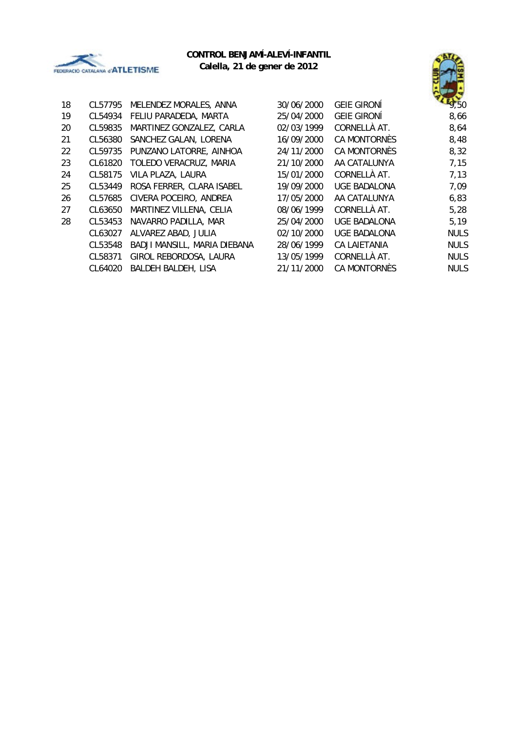**CONTROL BENJAMÍ-ALEVÍ-INFANTIL**
**Calella, 21 de gener de 2012**

| | | | | | |
|---|---|---|---|---|---|
| 18 | CL57795 | MELENDEZ MORALES, ANNA | 30/06/2000 | GEIE GIRONÍ | 9,50 |
| 19 | CL54934 | FELIU PARADEDA, MARTA | 25/04/2000 | GEIE GIRONÍ | 8,66 |
| 20 | CL59835 | MARTINEZ GONZALEZ, CARLA | 02/03/1999 | CORNELLÀ AT. | 8,64 |
| 21 | CL56380 | SANCHEZ GALAN, LORENA | 16/09/2000 | CA MONTORNÈS | 8,48 |
| 22 | CL59735 | PUNZANO LATORRE, AINHOA | 24/11/2000 | CA MONTORNÈS | 8,32 |
| 23 | CL61820 | TOLEDO VERACRUZ, MARIA | 21/10/2000 | AA CATALUNYA | 7,15 |
| 24 | CL58175 | VILA PLAZA, LAURA | 15/01/2000 | CORNELLÀ AT. | 7,13 |
| 25 | CL53449 | ROSA FERRER, CLARA ISABEL | 19/09/2000 | UGE BADALONA | 7,09 |
| 26 | CL57685 | CIVERA POCEIRO, ANDREA | 17/05/2000 | AA CATALUNYA | 6,83 |
| 27 | CL63650 | MARTINEZ VILLENA, CELIA | 08/06/1999 | CORNELLÀ AT. | 5,28 |
| 28 | CL53453 | NAVARRO PADILLA, MAR | 25/04/2000 | UGE BADALONA | 5,19 |
| | CL63027 | ALVAREZ ABAD, JULIA | 02/10/2000 | UGE BADALONA | NULS |
| | CL53548 | BADJI MANSILL, MARIA DIEBANA | 28/06/1999 | CA LAIETANIA | NULS |
| | CL58371 | GIROL REBORDOSA, LAURA | 13/05/1999 | CORNELLÀ AT. | NULS |
| | CL64020 | BALDEH BALDEH, LISA | 21/11/2000 | CA MONTORNÈS | NULS |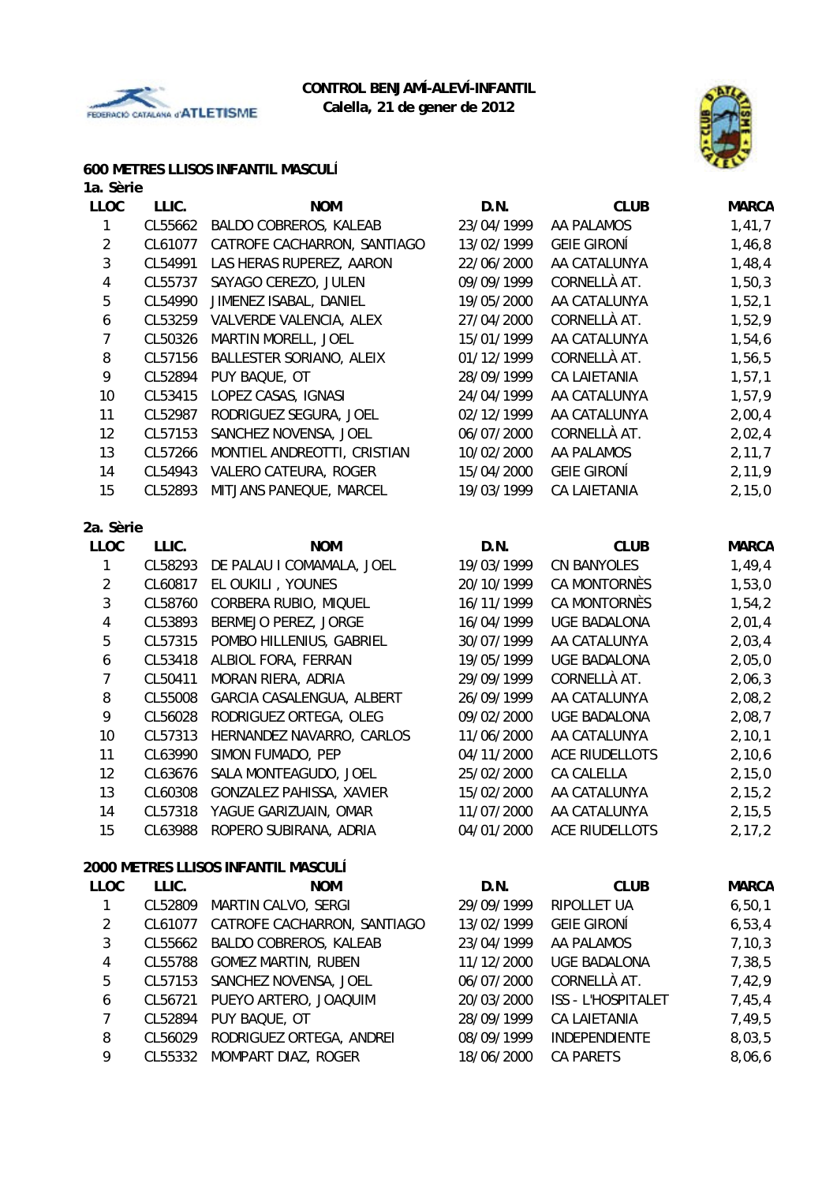**CONTROL BENJAMÍ-ALEVÍ-INFANTIL**
**Calella, 21 de gener de 2012**

## 600 METRES LLISOS INFANTIL MASCULÍ

### 1a. Sèrie

| LLOC | LLIC. | NOM | D.N. | CLUB | MARCA |
|---|---|---|---|---|---|
| 1 | CL55662 | BALDO COBREROS, KALEAB | 23/04/1999 | AA PALAMOS | 1,41,7 |
| 2 | CL61077 | CATROFE CACHARRON, SANTIAGO | 13/02/1999 | GEIE GIRONÍ | 1,46,8 |
| 3 | CL54991 | LAS HERAS RUPEREZ, AARON | 22/06/2000 | AA CATALUNYA | 1,48,4 |
| 4 | CL55737 | SAYAGO CEREZO, JULEN | 09/09/1999 | CORNELLÀ AT. | 1,50,3 |
| 5 | CL54990 | JIMENEZ ISABAL, DANIEL | 19/05/2000 | AA CATALUNYA | 1,52,1 |
| 6 | CL53259 | VALVERDE VALENCIA, ALEX | 27/04/2000 | CORNELLÀ AT. | 1,52,9 |
| 7 | CL50326 | MARTIN MORELL, JOEL | 15/01/1999 | AA CATALUNYA | 1,54,6 |
| 8 | CL57156 | BALLESTER SORIANO, ALEIX | 01/12/1999 | CORNELLÀ AT. | 1,56,5 |
| 9 | CL52894 | PUY BAQUE, OT | 28/09/1999 | CA LAIETANIA | 1,57,1 |
| 10 | CL53415 | LOPEZ CASAS, IGNASI | 24/04/1999 | AA CATALUNYA | 1,57,9 |
| 11 | CL52987 | RODRIGUEZ SEGURA, JOEL | 02/12/1999 | AA CATALUNYA | 2,00,4 |
| 12 | CL57153 | SANCHEZ NOVENSA, JOEL | 06/07/2000 | CORNELLÀ AT. | 2,02,4 |
| 13 | CL57266 | MONTIEL ANDREOTTI, CRISTIAN | 10/02/2000 | AA PALAMOS | 2,11,7 |
| 14 | CL54943 | VALERO CATEURA, ROGER | 15/04/2000 | GEIE GIRONÍ | 2,11,9 |
| 15 | CL52893 | MITJANS PANEQUE, MARCEL | 19/03/1999 | CA LAIETANIA | 2,15,0 |

### 2a. Sèrie

| LLOC | LLIC. | NOM | D.N. | CLUB | MARCA |
|---|---|---|---|---|---|
| 1 | CL58293 | DE PALAU I COMAMALA, JOEL | 19/03/1999 | CN BANYOLES | 1,49,4 |
| 2 | CL60817 | EL OUKILI , YOUNES | 20/10/1999 | CA MONTORNÈS | 1,53,0 |
| 3 | CL58760 | CORBERA RUBIO, MIQUEL | 16/11/1999 | CA MONTORNÈS | 1,54,2 |
| 4 | CL53893 | BERMEJO PEREZ, JORGE | 16/04/1999 | UGE BADALONA | 2,01,4 |
| 5 | CL57315 | POMBO HILLENIUS, GABRIEL | 30/07/1999 | AA CATALUNYA | 2,03,4 |
| 6 | CL53418 | ALBIOL FORA, FERRAN | 19/05/1999 | UGE BADALONA | 2,05,0 |
| 7 | CL50411 | MORAN RIERA, ADRIA | 29/09/1999 | CORNELLÀ AT. | 2,06,3 |
| 8 | CL55008 | GARCIA CASALENGUA, ALBERT | 26/09/1999 | AA CATALUNYA | 2,08,2 |
| 9 | CL56028 | RODRIGUEZ ORTEGA, OLEG | 09/02/2000 | UGE BADALONA | 2,08,7 |
| 10 | CL57313 | HERNANDEZ NAVARRO, CARLOS | 11/06/2000 | AA CATALUNYA | 2,10,1 |
| 11 | CL63990 | SIMON FUMADO, PEP | 04/11/2000 | ACE RIUDELLOTS | 2,10,6 |
| 12 | CL63676 | SALA MONTEAGUDO, JOEL | 25/02/2000 | CA CALELLA | 2,15,0 |
| 13 | CL60308 | GONZALEZ PAHISSA, XAVIER | 15/02/2000 | AA CATALUNYA | 2,15,2 |
| 14 | CL57318 | YAGUE GARIZUAIN, OMAR | 11/07/2000 | AA CATALUNYA | 2,15,5 |
| 15 | CL63988 | ROPERO SUBIRANA, ADRIA | 04/01/2000 | ACE RIUDELLOTS | 2,17,2 |

## 2000 METRES LLISOS INFANTIL MASCULÍ

| LLOC | LLIC. | NOM | D.N. | CLUB | MARCA |
|---|---|---|---|---|---|
| 1 | CL52809 | MARTIN CALVO, SERGI | 29/09/1999 | RIPOLLET UA | 6,50,1 |
| 2 | CL61077 | CATROFE CACHARRON, SANTIAGO | 13/02/1999 | GEIE GIRONÍ | 6,53,4 |
| 3 | CL55662 | BALDO COBREROS, KALEAB | 23/04/1999 | AA PALAMOS | 7,10,3 |
| 4 | CL55788 | GOMEZ MARTIN, RUBEN | 11/12/2000 | UGE BADALONA | 7,38,5 |
| 5 | CL57153 | SANCHEZ NOVENSA, JOEL | 06/07/2000 | CORNELLÀ AT. | 7,42,9 |
| 6 | CL56721 | PUEYO ARTERO, JOAQUIM | 20/03/2000 | ISS - L'HOSPITALET | 7,45,4 |
| 7 | CL52894 | PUY BAQUE, OT | 28/09/1999 | CA LAIETANIA | 7,49,5 |
| 8 | CL56029 | RODRIGUEZ ORTEGA, ANDREI | 08/09/1999 | INDEPENDIENTE | 8,03,5 |
| 9 | CL55332 | MOMPART DIAZ, ROGER | 18/06/2000 | CA PARETS | 8,06,6 |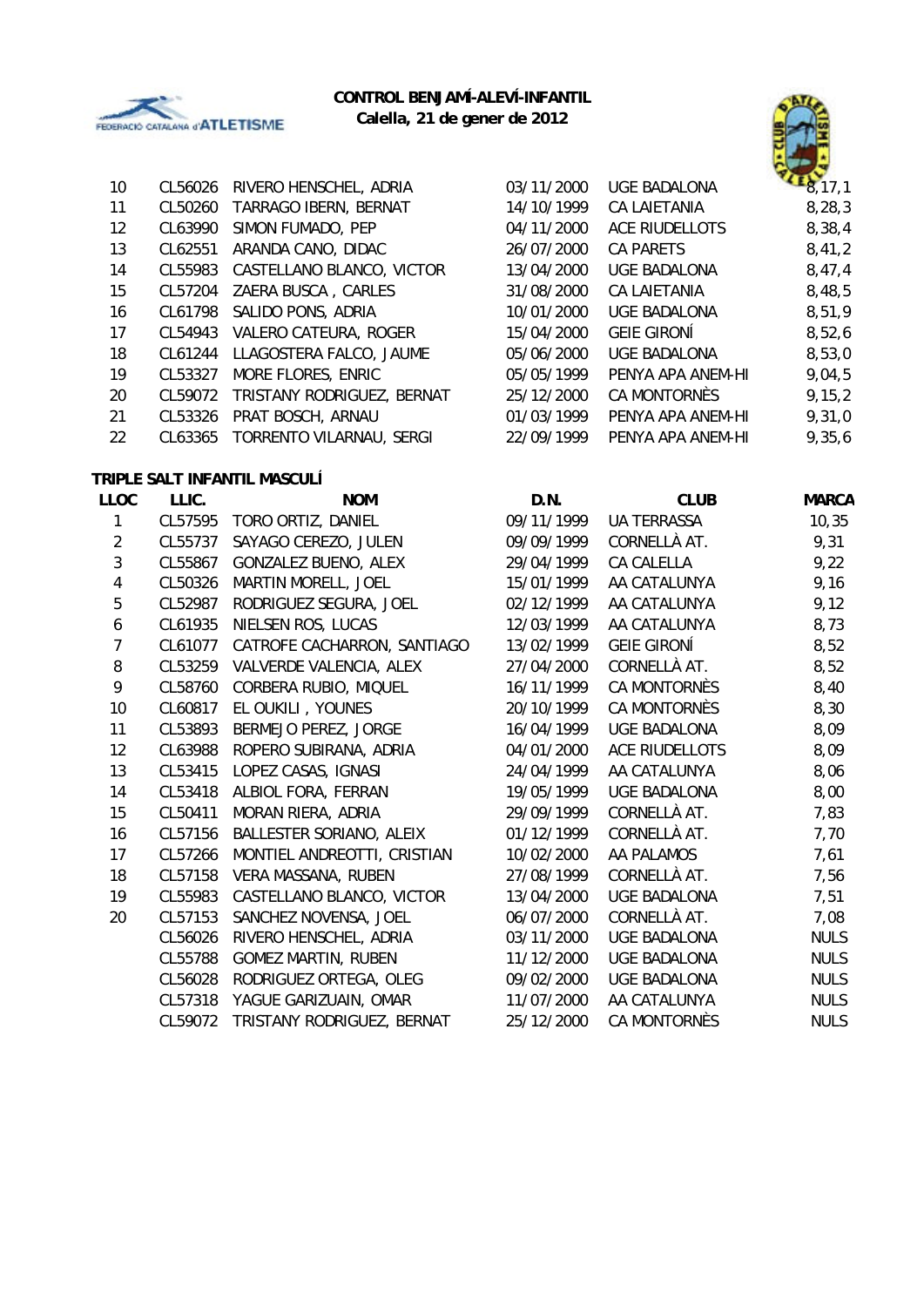**CONTROL BENJAMÍ-ALEVÍ-INFANTIL**
**Calella, 21 de gener de 2012**

| | | | | | |
|---|---|---|---|---|---|
| 10 | CL56026 | RIVERO HENSCHEL, ADRIA | 03/11/2000 | UGE BADALONA | 8,17,1 |
| 11 | CL50260 | TARRAGO IBERN, BERNAT | 14/10/1999 | CA LAIETANIA | 8,28,3 |
| 12 | CL63990 | SIMON FUMADO, PEP | 04/11/2000 | ACE RIUDELLOTS | 8,38,4 |
| 13 | CL62551 | ARANDA CANO, DIDAC | 26/07/2000 | CA PARETS | 8,41,2 |
| 14 | CL55983 | CASTELLANO BLANCO, VICTOR | 13/04/2000 | UGE BADALONA | 8,47,4 |
| 15 | CL57204 | ZAERA BUSCA , CARLES | 31/08/2000 | CA LAIETANIA | 8,48,5 |
| 16 | CL61798 | SALIDO PONS, ADRIA | 10/01/2000 | UGE BADALONA | 8,51,9 |
| 17 | CL54943 | VALERO CATEURA, ROGER | 15/04/2000 | GEIE GIRONÍ | 8,52,6 |
| 18 | CL61244 | LLAGOSTERA FALCO, JAUME | 05/06/2000 | UGE BADALONA | 8,53,0 |
| 19 | CL53327 | MORE FLORES, ENRIC | 05/05/1999 | PENYA APA ANEM-HI | 9,04,5 |
| 20 | CL59072 | TRISTANY RODRIGUEZ, BERNAT | 25/12/2000 | CA MONTORNÈS | 9,15,2 |
| 21 | CL53326 | PRAT BOSCH, ARNAU | 01/03/1999 | PENYA APA ANEM-HI | 9,31,0 |
| 22 | CL63365 | TORRENTO VILARNAU, SERGI | 22/09/1999 | PENYA APA ANEM-HI | 9,35,6 |

**TRIPLE SALT INFANTIL MASCULÍ**

| LLOC | LLIC. | NOM | D.N. | CLUB | MARCA |
|---|---|---|---|---|---|
| 1 | CL57595 | TORO ORTIZ, DANIEL | 09/11/1999 | UA TERRASSA | 10,35 |
| 2 | CL55737 | SAYAGO CEREZO, JULEN | 09/09/1999 | CORNELLÀ AT. | 9,31 |
| 3 | CL55867 | GONZALEZ BUENO, ALEX | 29/04/1999 | CA CALELLA | 9,22 |
| 4 | CL50326 | MARTIN MORELL, JOEL | 15/01/1999 | AA CATALUNYA | 9,16 |
| 5 | CL52987 | RODRIGUEZ SEGURA, JOEL | 02/12/1999 | AA CATALUNYA | 9,12 |
| 6 | CL61935 | NIELSEN ROS, LUCAS | 12/03/1999 | AA CATALUNYA | 8,73 |
| 7 | CL61077 | CATROFE CACHARRON, SANTIAGO | 13/02/1999 | GEIE GIRONÍ | 8,52 |
| 8 | CL53259 | VALVERDE VALENCIA, ALEX | 27/04/2000 | CORNELLÀ AT. | 8,52 |
| 9 | CL58760 | CORBERA RUBIO, MIQUEL | 16/11/1999 | CA MONTORNÈS | 8,40 |
| 10 | CL60817 | EL OUKILI , YOUNES | 20/10/1999 | CA MONTORNÈS | 8,30 |
| 11 | CL53893 | BERMEJO PEREZ, JORGE | 16/04/1999 | UGE BADALONA | 8,09 |
| 12 | CL63988 | ROPERO SUBIRANA, ADRIA | 04/01/2000 | ACE RIUDELLOTS | 8,09 |
| 13 | CL53415 | LOPEZ CASAS, IGNASI | 24/04/1999 | AA CATALUNYA | 8,06 |
| 14 | CL53418 | ALBIOL FORA, FERRAN | 19/05/1999 | UGE BADALONA | 8,00 |
| 15 | CL50411 | MORAN RIERA, ADRIA | 29/09/1999 | CORNELLÀ AT. | 7,83 |
| 16 | CL57156 | BALLESTER SORIANO, ALEIX | 01/12/1999 | CORNELLÀ AT. | 7,70 |
| 17 | CL57266 | MONTIEL ANDREOTTI, CRISTIAN | 10/02/2000 | AA PALAMOS | 7,61 |
| 18 | CL57158 | VERA MASSANA, RUBEN | 27/08/1999 | CORNELLÀ AT. | 7,56 |
| 19 | CL55983 | CASTELLANO BLANCO, VICTOR | 13/04/2000 | UGE BADALONA | 7,51 |
| 20 | CL57153 | SANCHEZ NOVENSA, JOEL | 06/07/2000 | CORNELLÀ AT. | 7,08 |
| | CL56026 | RIVERO HENSCHEL, ADRIA | 03/11/2000 | UGE BADALONA | NULS |
| | CL55788 | GOMEZ MARTIN, RUBEN | 11/12/2000 | UGE BADALONA | NULS |
| | CL56028 | RODRIGUEZ ORTEGA, OLEG | 09/02/2000 | UGE BADALONA | NULS |
| | CL57318 | YAGUE GARIZUAIN, OMAR | 11/07/2000 | AA CATALUNYA | NULS |
| | CL59072 | TRISTANY RODRIGUEZ, BERNAT | 25/12/2000 | CA MONTORNÈS | NULS |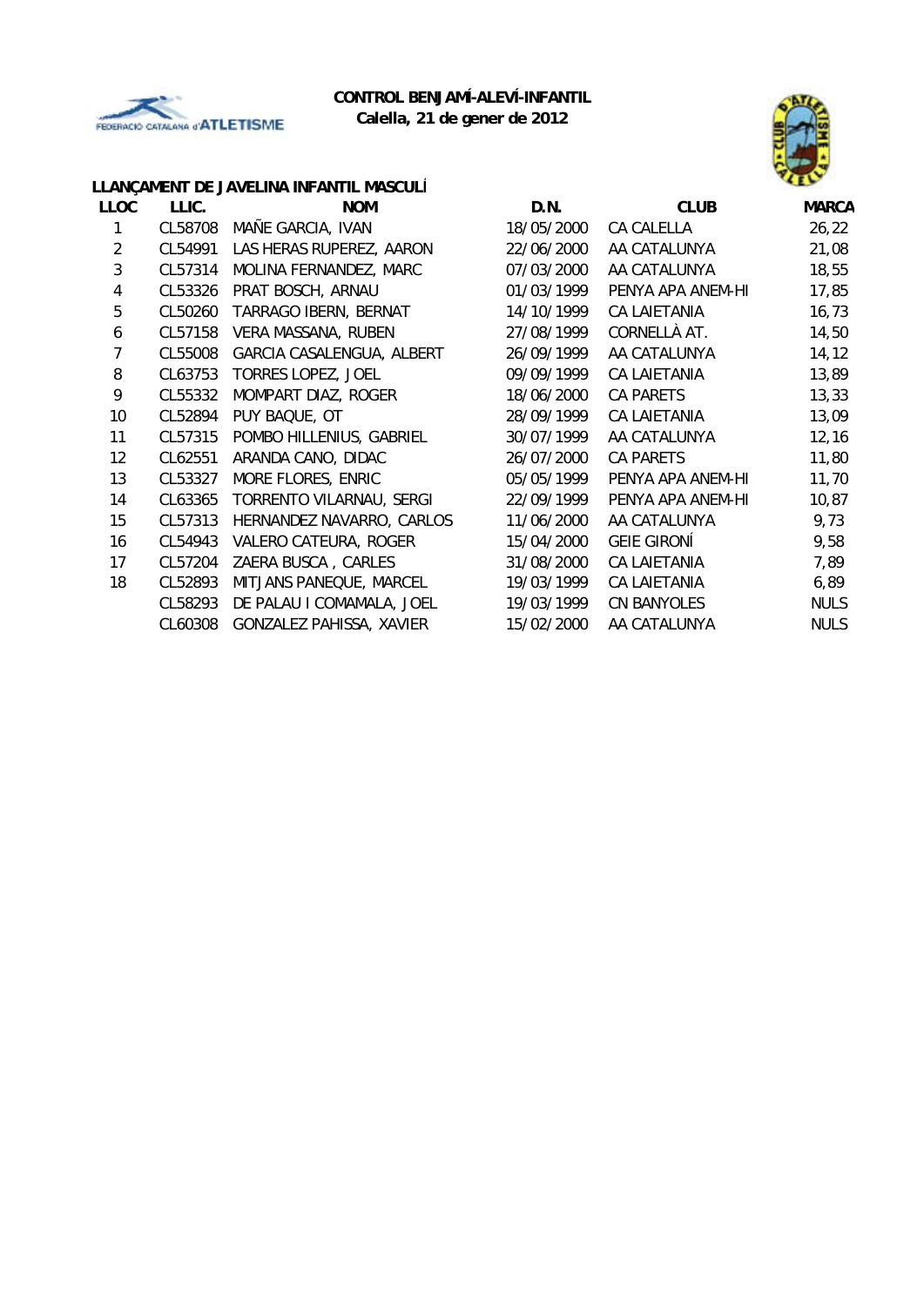**CONTROL BENJAMÍ-ALEVÍ-INFANTIL**
**Calella, 21 de gener de 2012**

### LLANÇAMENT DE JAVELINA INFANTIL MASCULÍ

| LLOC | LLIC. | NOM | D.N. | CLUB | MARCA |
|---|---|---|---|---|---|
| 1 | CL58708 | MAÑE GARCIA, IVAN | 18/05/2000 | CA CALELLA | 26,22 |
| 2 | CL54991 | LAS HERAS RUPEREZ, AARON | 22/06/2000 | AA CATALUNYA | 21,08 |
| 3 | CL57314 | MOLINA FERNANDEZ, MARC | 07/03/2000 | AA CATALUNYA | 18,55 |
| 4 | CL53326 | PRAT BOSCH, ARNAU | 01/03/1999 | PENYA APA ANEM-HI | 17,85 |
| 5 | CL50260 | TARRAGO IBERN, BERNAT | 14/10/1999 | CA LAIETANIA | 16,73 |
| 6 | CL57158 | VERA MASSANA, RUBEN | 27/08/1999 | CORNELLÀ AT. | 14,50 |
| 7 | CL55008 | GARCIA CASALENGUA, ALBERT | 26/09/1999 | AA CATALUNYA | 14,12 |
| 8 | CL63753 | TORRES LOPEZ, JOEL | 09/09/1999 | CA LAIETANIA | 13,89 |
| 9 | CL55332 | MOMPART DIAZ, ROGER | 18/06/2000 | CA PARETS | 13,33 |
| 10 | CL52894 | PUY BAQUE, OT | 28/09/1999 | CA LAIETANIA | 13,09 |
| 11 | CL57315 | POMBO HILLENIUS, GABRIEL | 30/07/1999 | AA CATALUNYA | 12,16 |
| 12 | CL62551 | ARANDA CANO, DIDAC | 26/07/2000 | CA PARETS | 11,80 |
| 13 | CL53327 | MORE FLORES, ENRIC | 05/05/1999 | PENYA APA ANEM-HI | 11,70 |
| 14 | CL63365 | TORRENTO VILARNAU, SERGI | 22/09/1999 | PENYA APA ANEM-HI | 10,87 |
| 15 | CL57313 | HERNANDEZ NAVARRO, CARLOS | 11/06/2000 | AA CATALUNYA | 9,73 |
| 16 | CL54943 | VALERO CATEURA, ROGER | 15/04/2000 | GEIE GIRONÍ | 9,58 |
| 17 | CL57204 | ZAERA BUSCA , CARLES | 31/08/2000 | CA LAIETANIA | 7,89 |
| 18 | CL52893 | MITJANS PANEQUE, MARCEL | 19/03/1999 | CA LAIETANIA | 6,89 |
| | CL58293 | DE PALAU I COMAMALA, JOEL | 19/03/1999 | CN BANYOLES | NULS |
| | CL60308 | GONZALEZ PAHISSA, XAVIER | 15/02/2000 | AA CATALUNYA | NULS |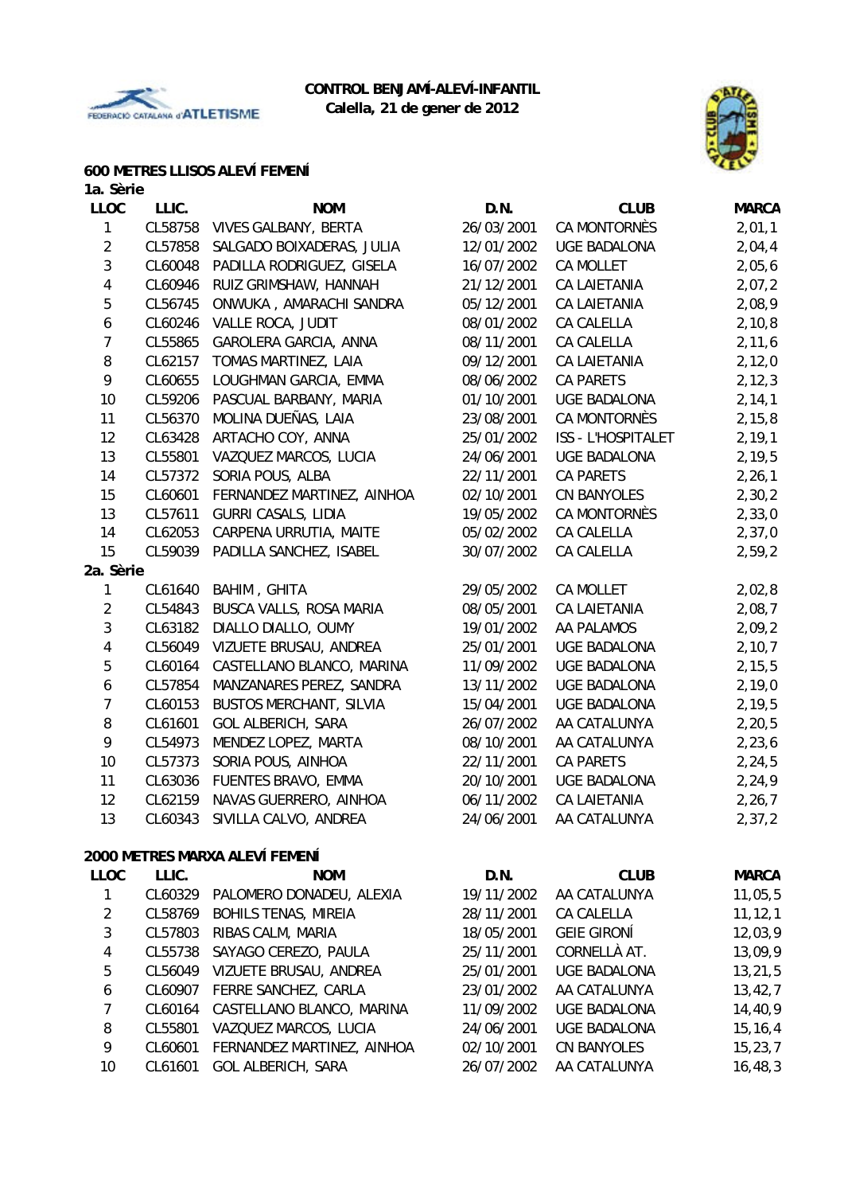**CONTROL BENJAMÍ-ALEVÍ-INFANTIL**
**Calella, 21 de gener de 2012**

## 600 METRES LLISOS ALEVÍ FEMENÍ

**1a. Sèrie**

| LLOC | LLIC. | NOM | D.N. | CLUB | MARCA |
|---|---|---|---|---|---|
| 1 | CL58758 | VIVES GALBANY, BERTA | 26/03/2001 | CA MONTORNÈS | 2,01,1 |
| 2 | CL57858 | SALGADO BOIXADERAS, JULIA | 12/01/2002 | UGE BADALONA | 2,04,4 |
| 3 | CL60048 | PADILLA RODRIGUEZ, GISELA | 16/07/2002 | CA MOLLET | 2,05,6 |
| 4 | CL60946 | RUIZ GRIMSHAW, HANNAH | 21/12/2001 | CA LAIETANIA | 2,07,2 |
| 5 | CL56745 | ONWUKA , AMARACHI SANDRA | 05/12/2001 | CA LAIETANIA | 2,08,9 |
| 6 | CL60246 | VALLE ROCA, JUDIT | 08/01/2002 | CA CALELLA | 2,10,8 |
| 7 | CL55865 | GAROLERA GARCIA, ANNA | 08/11/2001 | CA CALELLA | 2,11,6 |
| 8 | CL62157 | TOMAS MARTINEZ, LAIA | 09/12/2001 | CA LAIETANIA | 2,12,0 |
| 9 | CL60655 | LOUGHMAN GARCIA, EMMA | 08/06/2002 | CA PARETS | 2,12,3 |
| 10 | CL59206 | PASCUAL BARBANY, MARIA | 01/10/2001 | UGE BADALONA | 2,14,1 |
| 11 | CL56370 | MOLINA DUEÑAS, LAIA | 23/08/2001 | CA MONTORNÈS | 2,15,8 |
| 12 | CL63428 | ARTACHO COY, ANNA | 25/01/2002 | ISS - L'HOSPITALET | 2,19,1 |
| 13 | CL55801 | VAZQUEZ MARCOS, LUCIA | 24/06/2001 | UGE BADALONA | 2,19,5 |
| 14 | CL57372 | SORIA POUS, ALBA | 22/11/2001 | CA PARETS | 2,26,1 |
| 15 | CL60601 | FERNANDEZ MARTINEZ, AINHOA | 02/10/2001 | CN BANYOLES | 2,30,2 |
| 13 | CL57611 | GURRI CASALS, LIDIA | 19/05/2002 | CA MONTORNÈS | 2,33,0 |
| 14 | CL62053 | CARPENA URRUTIA, MAITE | 05/02/2002 | CA CALELLA | 2,37,0 |
| 15 | CL59039 | PADILLA SANCHEZ, ISABEL | 30/07/2002 | CA CALELLA | 2,59,2 |

**2a. Sèrie**

| LLOC | LLIC. | NOM | D.N. | CLUB | MARCA |
|---|---|---|---|---|---|
| 1 | CL61640 | BAHIM , GHITA | 29/05/2002 | CA MOLLET | 2,02,8 |
| 2 | CL54843 | BUSCA VALLS, ROSA MARIA | 08/05/2001 | CA LAIETANIA | 2,08,7 |
| 3 | CL63182 | DIALLO DIALLO, OUMY | 19/01/2002 | AA PALAMOS | 2,09,2 |
| 4 | CL56049 | VIZUETE BRUSAU, ANDREA | 25/01/2001 | UGE BADALONA | 2,10,7 |
| 5 | CL60164 | CASTELLANO BLANCO, MARINA | 11/09/2002 | UGE BADALONA | 2,15,5 |
| 6 | CL57854 | MANZANARES PEREZ, SANDRA | 13/11/2002 | UGE BADALONA | 2,19,0 |
| 7 | CL60153 | BUSTOS MERCHANT, SILVIA | 15/04/2001 | UGE BADALONA | 2,19,5 |
| 8 | CL61601 | GOL ALBERICH, SARA | 26/07/2002 | AA CATALUNYA | 2,20,5 |
| 9 | CL54973 | MENDEZ LOPEZ, MARTA | 08/10/2001 | AA CATALUNYA | 2,23,6 |
| 10 | CL57373 | SORIA POUS, AINHOA | 22/11/2001 | CA PARETS | 2,24,5 |
| 11 | CL63036 | FUENTES BRAVO, EMMA | 20/10/2001 | UGE BADALONA | 2,24,9 |
| 12 | CL62159 | NAVAS GUERRERO, AINHOA | 06/11/2002 | CA LAIETANIA | 2,26,7 |
| 13 | CL60343 | SIVILLA CALVO, ANDREA | 24/06/2001 | AA CATALUNYA | 2,37,2 |

## 2000 METRES MARXA ALEVÍ FEMENÍ

| LLOC | LLIC. | NOM | D.N. | CLUB | MARCA |
|---|---|---|---|---|---|
| 1 | CL60329 | PALOMERO DONADEU, ALEXIA | 19/11/2002 | AA CATALUNYA | 11,05,5 |
| 2 | CL58769 | BOHILS TENAS, MIREIA | 28/11/2001 | CA CALELLA | 11,12,1 |
| 3 | CL57803 | RIBAS CALM, MARIA | 18/05/2001 | GEIE GIRONÍ | 12,03,9 |
| 4 | CL55738 | SAYAGO CEREZO, PAULA | 25/11/2001 | CORNELLÀ AT. | 13,09,9 |
| 5 | CL56049 | VIZUETE BRUSAU, ANDREA | 25/01/2001 | UGE BADALONA | 13,21,5 |
| 6 | CL60907 | FERRE SANCHEZ, CARLA | 23/01/2002 | AA CATALUNYA | 13,42,7 |
| 7 | CL60164 | CASTELLANO BLANCO, MARINA | 11/09/2002 | UGE BADALONA | 14,40,9 |
| 8 | CL55801 | VAZQUEZ MARCOS, LUCIA | 24/06/2001 | UGE BADALONA | 15,16,4 |
| 9 | CL60601 | FERNANDEZ MARTINEZ, AINHOA | 02/10/2001 | CN BANYOLES | 15,23,7 |
| 10 | CL61601 | GOL ALBERICH, SARA | 26/07/2002 | AA CATALUNYA | 16,48,3 |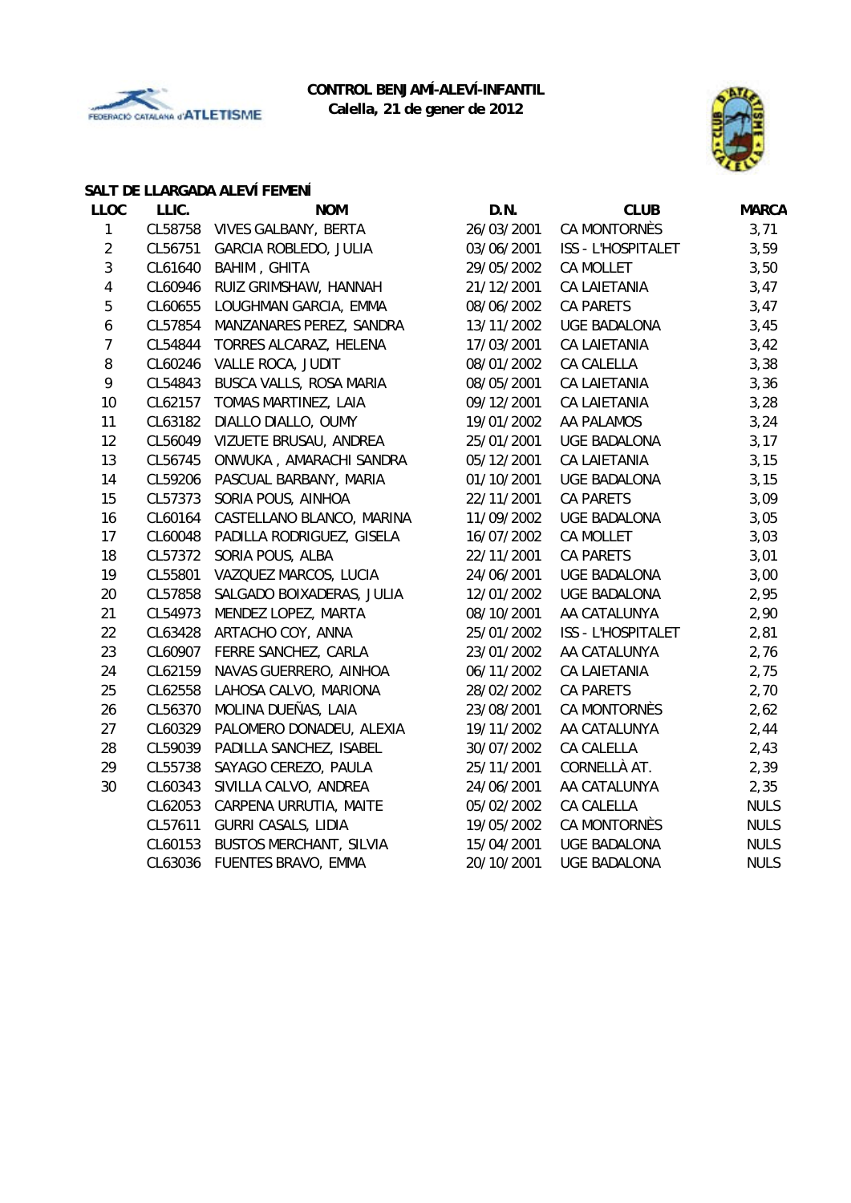**CONTROL BENJAMÍ-ALEVÍ-INFANTIL**
**Calella, 21 de gener de 2012**

## SALT DE LLARGADA ALEVÍ FEMENÍ

| LLOC | LLIC. | NOM | D.N. | CLUB | MARCA |
|---|---|---|---|---|---|
| 1 | CL58758 | VIVES GALBANY, BERTA | 26/03/2001 | CA MONTORNÈS | 3,71 |
| 2 | CL56751 | GARCIA ROBLEDO, JULIA | 03/06/2001 | ISS - L'HOSPITALET | 3,59 |
| 3 | CL61640 | BAHIM , GHITA | 29/05/2002 | CA MOLLET | 3,50 |
| 4 | CL60946 | RUIZ GRIMSHAW, HANNAH | 21/12/2001 | CA LAIETANIA | 3,47 |
| 5 | CL60655 | LOUGHMAN GARCIA, EMMA | 08/06/2002 | CA PARETS | 3,47 |
| 6 | CL57854 | MANZANARES PEREZ, SANDRA | 13/11/2002 | UGE BADALONA | 3,45 |
| 7 | CL54844 | TORRES ALCARAZ, HELENA | 17/03/2001 | CA LAIETANIA | 3,42 |
| 8 | CL60246 | VALLE ROCA, JUDIT | 08/01/2002 | CA CALELLA | 3,38 |
| 9 | CL54843 | BUSCA VALLS, ROSA MARIA | 08/05/2001 | CA LAIETANIA | 3,36 |
| 10 | CL62157 | TOMAS MARTINEZ, LAIA | 09/12/2001 | CA LAIETANIA | 3,28 |
| 11 | CL63182 | DIALLO DIALLO, OUMY | 19/01/2002 | AA PALAMOS | 3,24 |
| 12 | CL56049 | VIZUETE BRUSAU, ANDREA | 25/01/2001 | UGE BADALONA | 3,17 |
| 13 | CL56745 | ONWUKA , AMARACHI SANDRA | 05/12/2001 | CA LAIETANIA | 3,15 |
| 14 | CL59206 | PASCUAL BARBANY, MARIA | 01/10/2001 | UGE BADALONA | 3,15 |
| 15 | CL57373 | SORIA POUS, AINHOA | 22/11/2001 | CA PARETS | 3,09 |
| 16 | CL60164 | CASTELLANO BLANCO, MARINA | 11/09/2002 | UGE BADALONA | 3,05 |
| 17 | CL60048 | PADILLA RODRIGUEZ, GISELA | 16/07/2002 | CA MOLLET | 3,03 |
| 18 | CL57372 | SORIA POUS, ALBA | 22/11/2001 | CA PARETS | 3,01 |
| 19 | CL55801 | VAZQUEZ MARCOS, LUCIA | 24/06/2001 | UGE BADALONA | 3,00 |
| 20 | CL57858 | SALGADO BOIXADERAS, JULIA | 12/01/2002 | UGE BADALONA | 2,95 |
| 21 | CL54973 | MENDEZ LOPEZ, MARTA | 08/10/2001 | AA CATALUNYA | 2,90 |
| 22 | CL63428 | ARTACHO COY, ANNA | 25/01/2002 | ISS - L'HOSPITALET | 2,81 |
| 23 | CL60907 | FERRE SANCHEZ, CARLA | 23/01/2002 | AA CATALUNYA | 2,76 |
| 24 | CL62159 | NAVAS GUERRERO, AINHOA | 06/11/2002 | CA LAIETANIA | 2,75 |
| 25 | CL62558 | LAHOSA CALVO, MARIONA | 28/02/2002 | CA PARETS | 2,70 |
| 26 | CL56370 | MOLINA DUEÑAS, LAIA | 23/08/2001 | CA MONTORNÈS | 2,62 |
| 27 | CL60329 | PALOMERO DONADEU, ALEXIA | 19/11/2002 | AA CATALUNYA | 2,44 |
| 28 | CL59039 | PADILLA SANCHEZ, ISABEL | 30/07/2002 | CA CALELLA | 2,43 |
| 29 | CL55738 | SAYAGO CEREZO, PAULA | 25/11/2001 | CORNELLÀ AT. | 2,39 |
| 30 | CL60343 | SIVILLA CALVO, ANDREA | 24/06/2001 | AA CATALUNYA | 2,35 |
| | CL62053 | CARPENA URRUTIA, MAITE | 05/02/2002 | CA CALELLA | NULS |
| | CL57611 | GURRI CASALS, LIDIA | 19/05/2002 | CA MONTORNÈS | NULS |
| | CL60153 | BUSTOS MERCHANT, SILVIA | 15/04/2001 | UGE BADALONA | NULS |
| | CL63036 | FUENTES BRAVO, EMMA | 20/10/2001 | UGE BADALONA | NULS |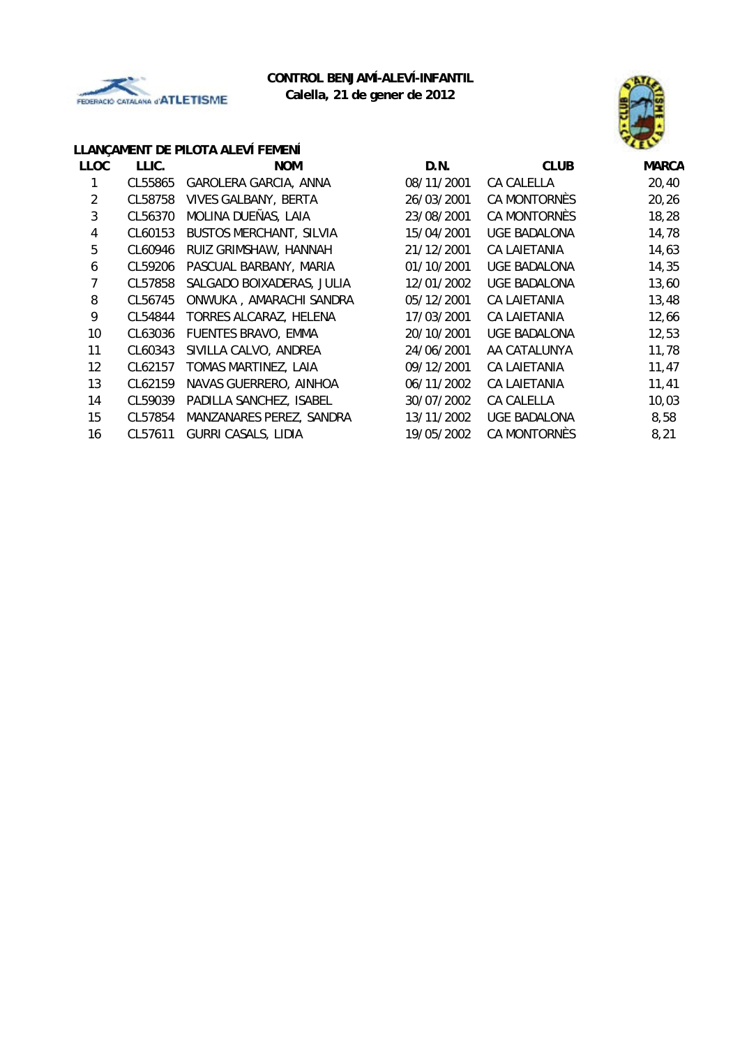**CONTROL BENJAMÍ-ALEVÍ-INFANTIL**
**Calella, 21 de gener de 2012**

### LLANÇAMENT DE PILOTA ALEVÍ FEMENÍ

| LLOC | LLIC. | NOM | D.N. | CLUB | MARCA |
|---|---|---|---|---|---|
| 1 | CL55865 | GAROLERA GARCIA, ANNA | 08/11/2001 | CA CALELLA | 20,40 |
| 2 | CL58758 | VIVES GALBANY, BERTA | 26/03/2001 | CA MONTORNÈS | 20,26 |
| 3 | CL56370 | MOLINA DUEÑAS, LAIA | 23/08/2001 | CA MONTORNÈS | 18,28 |
| 4 | CL60153 | BUSTOS MERCHANT, SILVIA | 15/04/2001 | UGE BADALONA | 14,78 |
| 5 | CL60946 | RUIZ GRIMSHAW, HANNAH | 21/12/2001 | CA LAIETANIA | 14,63 |
| 6 | CL59206 | PASCUAL BARBANY, MARIA | 01/10/2001 | UGE BADALONA | 14,35 |
| 7 | CL57858 | SALGADO BOIXADERAS, JULIA | 12/01/2002 | UGE BADALONA | 13,60 |
| 8 | CL56745 | ONWUKA , AMARACHI SANDRA | 05/12/2001 | CA LAIETANIA | 13,48 |
| 9 | CL54844 | TORRES ALCARAZ, HELENA | 17/03/2001 | CA LAIETANIA | 12,66 |
| 10 | CL63036 | FUENTES BRAVO, EMMA | 20/10/2001 | UGE BADALONA | 12,53 |
| 11 | CL60343 | SIVILLA CALVO, ANDREA | 24/06/2001 | AA CATALUNYA | 11,78 |
| 12 | CL62157 | TOMAS MARTINEZ, LAIA | 09/12/2001 | CA LAIETANIA | 11,47 |
| 13 | CL62159 | NAVAS GUERRERO, AINHOA | 06/11/2002 | CA LAIETANIA | 11,41 |
| 14 | CL59039 | PADILLA SANCHEZ, ISABEL | 30/07/2002 | CA CALELLA | 10,03 |
| 15 | CL57854 | MANZANARES PEREZ, SANDRA | 13/11/2002 | UGE BADALONA | 8,58 |
| 16 | CL57611 | GURRI CASALS, LIDIA | 19/05/2002 | CA MONTORNÈS | 8,21 |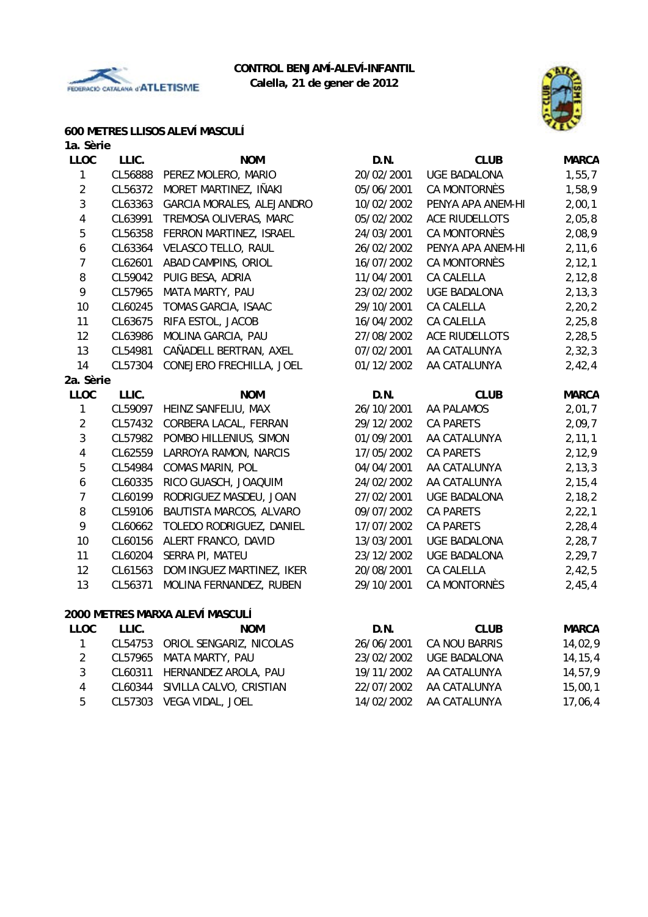**CONTROL BENJAMÍ-ALEVÍ-INFANTIL**
**Calella, 21 de gener de 2012**

### 600 METRES LLISOS ALEVÍ MASCULÍ

**1a. Sèrie**

| LLOC | LLIC. | NOM | D.N. | CLUB | MARCA |
|---|---|---|---|---|---|
| 1 | CL56888 | PEREZ MOLERO, MARIO | 20/02/2001 | UGE BADALONA | 1,55,7 |
| 2 | CL56372 | MORET MARTINEZ, IÑAKI | 05/06/2001 | CA MONTORNÈS | 1,58,9 |
| 3 | CL63363 | GARCIA MORALES, ALEJANDRO | 10/02/2002 | PENYA APA ANEM-HI | 2,00,1 |
| 4 | CL63991 | TREMOSA OLIVERAS, MARC | 05/02/2002 | ACE RIUDELLOTS | 2,05,8 |
| 5 | CL56358 | FERRON MARTINEZ, ISRAEL | 24/03/2001 | CA MONTORNÈS | 2,08,9 |
| 6 | CL63364 | VELASCO TELLO, RAUL | 26/02/2002 | PENYA APA ANEM-HI | 2,11,6 |
| 7 | CL62601 | ABAD CAMPINS, ORIOL | 16/07/2002 | CA MONTORNÈS | 2,12,1 |
| 8 | CL59042 | PUIG BESA, ADRIA | 11/04/2001 | CA CALELLA | 2,12,8 |
| 9 | CL57965 | MATA MARTY, PAU | 23/02/2002 | UGE BADALONA | 2,13,3 |
| 10 | CL60245 | TOMAS GARCIA, ISAAC | 29/10/2001 | CA CALELLA | 2,20,2 |
| 11 | CL63675 | RIFA ESTOL, JACOB | 16/04/2002 | CA CALELLA | 2,25,8 |
| 12 | CL63986 | MOLINA GARCIA, PAU | 27/08/2002 | ACE RIUDELLOTS | 2,28,5 |
| 13 | CL54981 | CAÑADELL BERTRAN, AXEL | 07/02/2001 | AA CATALUNYA | 2,32,3 |
| 14 | CL57304 | CONEJERO FRECHILLA, JOEL | 01/12/2002 | AA CATALUNYA | 2,42,4 |

**2a. Sèrie**

| LLOC | LLIC. | NOM | D.N. | CLUB | MARCA |
|---|---|---|---|---|---|
| 1 | CL59097 | HEINZ SANFELIU, MAX | 26/10/2001 | AA PALAMOS | 2,01,7 |
| 2 | CL57432 | CORBERA LACAL, FERRAN | 29/12/2002 | CA PARETS | 2,09,7 |
| 3 | CL57982 | POMBO HILLENIUS, SIMON | 01/09/2001 | AA CATALUNYA | 2,11,1 |
| 4 | CL62559 | LARROYA RAMON, NARCIS | 17/05/2002 | CA PARETS | 2,12,9 |
| 5 | CL54984 | COMAS MARIN, POL | 04/04/2001 | AA CATALUNYA | 2,13,3 |
| 6 | CL60335 | RICO GUASCH, JOAQUIM | 24/02/2002 | AA CATALUNYA | 2,15,4 |
| 7 | CL60199 | RODRIGUEZ MASDEU, JOAN | 27/02/2001 | UGE BADALONA | 2,18,2 |
| 8 | CL59106 | BAUTISTA MARCOS, ALVARO | 09/07/2002 | CA PARETS | 2,22,1 |
| 9 | CL60662 | TOLEDO RODRIGUEZ, DANIEL | 17/07/2002 | CA PARETS | 2,28,4 |
| 10 | CL60156 | ALERT FRANCO, DAVID | 13/03/2001 | UGE BADALONA | 2,28,7 |
| 11 | CL60204 | SERRA PI, MATEU | 23/12/2002 | UGE BADALONA | 2,29,7 |
| 12 | CL61563 | DOMINGUEZ MARTINEZ, IKER | 20/08/2001 | CA CALELLA | 2,42,5 |
| 13 | CL56371 | MOLINA FERNANDEZ, RUBEN | 29/10/2001 | CA MONTORNÈS | 2,45,4 |

### 2000 METRES MARXA ALEVÍ MASCULÍ

| LLOC | LLIC. | NOM | D.N. | CLUB | MARCA |
|---|---|---|---|---|---|
| 1 | CL54753 | ORIOL SENGARIZ, NICOLAS | 26/06/2001 | CA NOU BARRIS | 14,02,9 |
| 2 | CL57965 | MATA MARTY, PAU | 23/02/2002 | UGE BADALONA | 14,15,4 |
| 3 | CL60311 | HERNANDEZ AROLA, PAU | 19/11/2002 | AA CATALUNYA | 14,57,9 |
| 4 | CL60344 | SIVILLA CALVO, CRISTIAN | 22/07/2002 | AA CATALUNYA | 15,00,1 |
| 5 | CL57303 | VEGA VIDAL, JOEL | 14/02/2002 | AA CATALUNYA | 17,06,4 |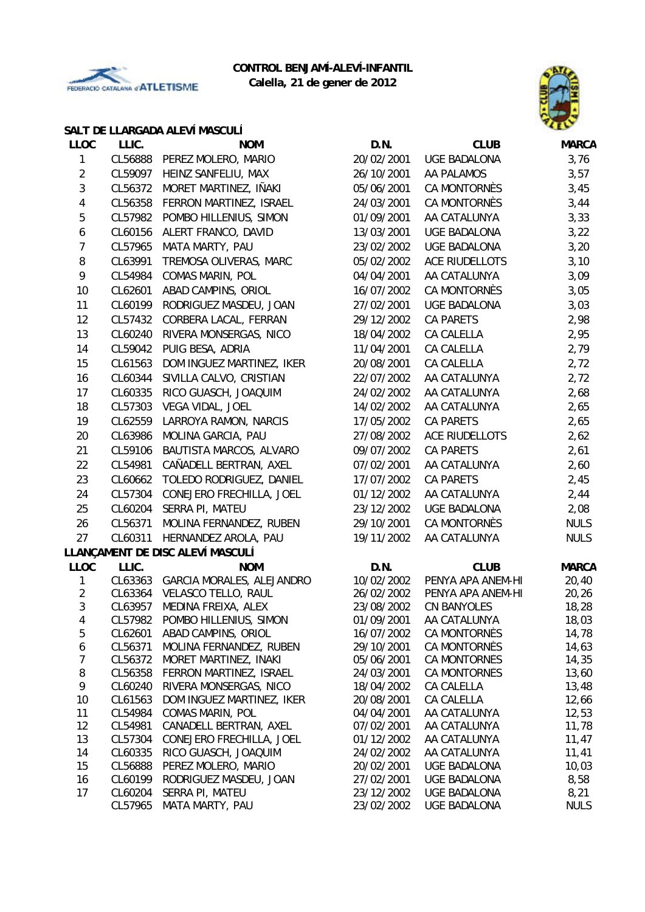**CONTROL BENJAMÍ-ALEVÍ-INFANTIL**
**Calella, 21 de gener de 2012**

## SALT DE LLARGADA ALEVÍ MASCULÍ

| LLOC | LLIC. | NOM | D.N. | CLUB | MARCA |
|---|---|---|---|---|---|
| 1 | CL56888 | PEREZ MOLERO, MARIO | 20/02/2001 | UGE BADALONA | 3,76 |
| 2 | CL59097 | HEINZ SANFELIU, MAX | 26/10/2001 | AA PALAMOS | 3,57 |
| 3 | CL56372 | MORET MARTINEZ, IÑAKI | 05/06/2001 | CA MONTORNÈS | 3,45 |
| 4 | CL56358 | FERRON MARTINEZ, ISRAEL | 24/03/2001 | CA MONTORNÈS | 3,44 |
| 5 | CL57982 | POMBO HILLENIUS, SIMON | 01/09/2001 | AA CATALUNYA | 3,33 |
| 6 | CL60156 | ALERT FRANCO, DAVID | 13/03/2001 | UGE BADALONA | 3,22 |
| 7 | CL57965 | MATA MARTY, PAU | 23/02/2002 | UGE BADALONA | 3,20 |
| 8 | CL63991 | TREMOSA OLIVERAS, MARC | 05/02/2002 | ACE RIUDELLOTS | 3,10 |
| 9 | CL54984 | COMAS MARIN, POL | 04/04/2001 | AA CATALUNYA | 3,09 |
| 10 | CL62601 | ABAD CAMPINS, ORIOL | 16/07/2002 | CA MONTORNÈS | 3,05 |
| 11 | CL60199 | RODRIGUEZ MASDEU, JOAN | 27/02/2001 | UGE BADALONA | 3,03 |
| 12 | CL57432 | CORBERA LACAL, FERRAN | 29/12/2002 | CA PARETS | 2,98 |
| 13 | CL60240 | RIVERA MONSERGAS, NICO | 18/04/2002 | CA CALELLA | 2,95 |
| 14 | CL59042 | PUIG BESA, ADRIA | 11/04/2001 | CA CALELLA | 2,79 |
| 15 | CL61563 | DOMINGUEZ MARTINEZ, IKER | 20/08/2001 | CA CALELLA | 2,72 |
| 16 | CL60344 | SIVILLA CALVO, CRISTIAN | 22/07/2002 | AA CATALUNYA | 2,72 |
| 17 | CL60335 | RICO GUASCH, JOAQUIM | 24/02/2002 | AA CATALUNYA | 2,68 |
| 18 | CL57303 | VEGA VIDAL, JOEL | 14/02/2002 | AA CATALUNYA | 2,65 |
| 19 | CL62559 | LARROYA RAMON, NARCIS | 17/05/2002 | CA PARETS | 2,65 |
| 20 | CL63986 | MOLINA GARCIA, PAU | 27/08/2002 | ACE RIUDELLOTS | 2,62 |
| 21 | CL59106 | BAUTISTA MARCOS, ALVARO | 09/07/2002 | CA PARETS | 2,61 |
| 22 | CL54981 | CAÑADELL BERTRAN, AXEL | 07/02/2001 | AA CATALUNYA | 2,60 |
| 23 | CL60662 | TOLEDO RODRIGUEZ, DANIEL | 17/07/2002 | CA PARETS | 2,45 |
| 24 | CL57304 | CONEJERO FRECHILLA, JOEL | 01/12/2002 | AA CATALUNYA | 2,44 |
| 25 | CL60204 | SERRA PI, MATEU | 23/12/2002 | UGE BADALONA | 2,08 |
| 26 | CL56371 | MOLINA FERNANDEZ, RUBEN | 29/10/2001 | CA MONTORNÈS | NULS |
| 27 | CL60311 | HERNANDEZ AROLA, PAU | 19/11/2002 | AA CATALUNYA | NULS |

## LLANÇAMENT DE DISC ALEVÍ MASCULÍ

| LLOC | LLIC. | NOM | D.N. | CLUB | MARCA |
|---|---|---|---|---|---|
| 1 | CL63363 | GARCIA MORALES, ALEJANDRO | 10/02/2002 | PENYA APA ANEM-HI | 20,40 |
| 2 | CL63364 | VELASCO TELLO, RAUL | 26/02/2002 | PENYA APA ANEM-HI | 20,26 |
| 3 | CL63957 | MEDINA FREIXA, ALEX | 23/08/2002 | CN BANYOLES | 18,28 |
| 4 | CL57982 | POMBO HILLENIUS, SIMON | 01/09/2001 | AA CATALUNYA | 18,03 |
| 5 | CL62601 | ABAD CAMPINS, ORIOL | 16/07/2002 | CA MONTORNÈS | 14,78 |
| 6 | CL56371 | MOLINA FERNANDEZ, RUBEN | 29/10/2001 | CA MONTORNÈS | 14,63 |
| 7 | CL56372 | MORET MARTINEZ, INAKI | 05/06/2001 | CA MONTORNES | 14,35 |
| 8 | CL56358 | FERRON MARTINEZ, ISRAEL | 24/03/2001 | CA MONTORNES | 13,60 |
| 9 | CL60240 | RIVERA MONSERGAS, NICO | 18/04/2002 | CA CALELLA | 13,48 |
| 10 | CL61563 | DOMINGUEZ MARTINEZ, IKER | 20/08/2001 | CA CALELLA | 12,66 |
| 11 | CL54984 | COMAS MARIN, POL | 04/04/2001 | AA CATALUNYA | 12,53 |
| 12 | CL54981 | CANADELL BERTRAN, AXEL | 07/02/2001 | AA CATALUNYA | 11,78 |
| 13 | CL57304 | CONEJERO FRECHILLA, JOEL | 01/12/2002 | AA CATALUNYA | 11,47 |
| 14 | CL60335 | RICO GUASCH, JOAQUIM | 24/02/2002 | AA CATALUNYA | 11,41 |
| 15 | CL56888 | PEREZ MOLERO, MARIO | 20/02/2001 | UGE BADALONA | 10,03 |
| 16 | CL60199 | RODRIGUEZ MASDEU, JOAN | 27/02/2001 | UGE BADALONA | 8,58 |
| 17 | CL60204 | SERRA PI, MATEU | 23/12/2002 | UGE BADALONA | 8,21 |
| | CL57965 | MATA MARTY, PAU | 23/02/2002 | UGE BADALONA | NULS |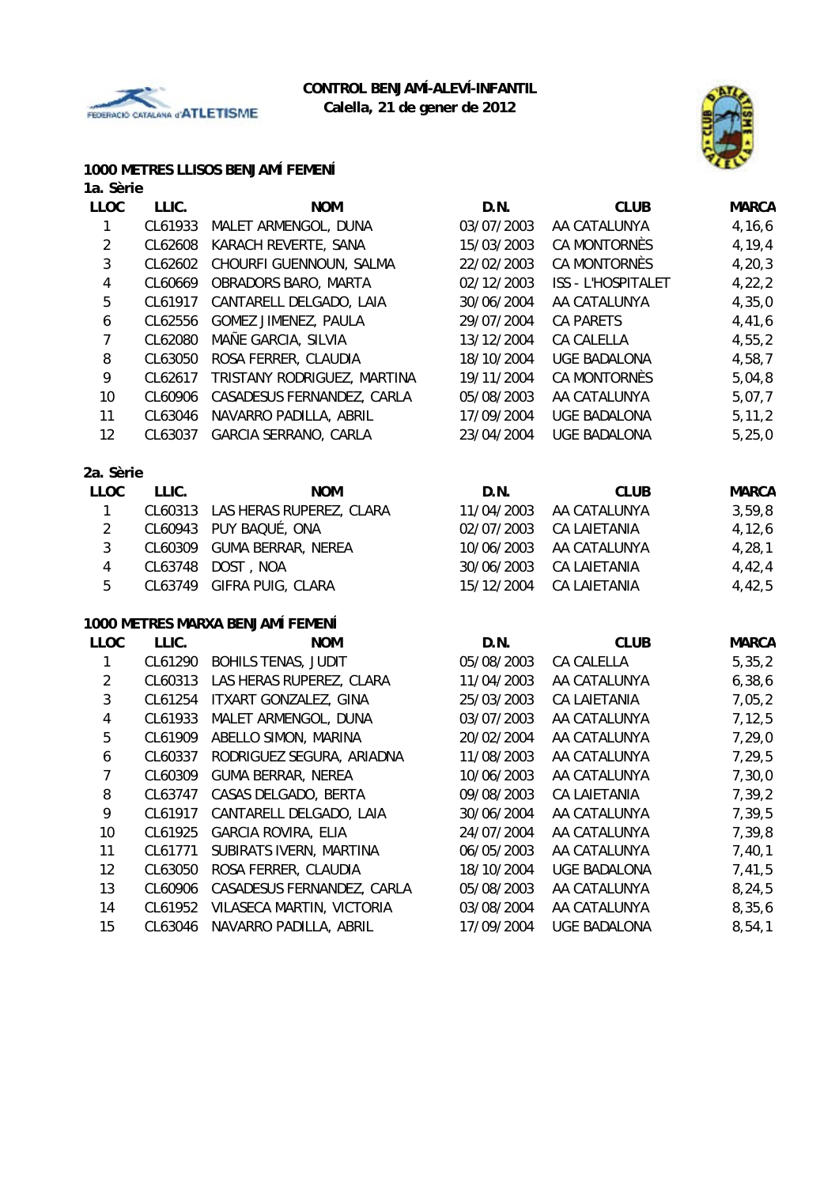**CONTROL BENJAMÍ-ALEVÍ-INFANTIL**
**Calella, 21 de gener de 2012**

### 1000 METRES LLISOS BENJAMÍ FEMENÍ

**1a. Sèrie**

| LLOC | LLIC. | NOM | D.N. | CLUB | MARCA |
|---|---|---|---|---|---|
| 1 | CL61933 | MALET ARMENGOL, DUNA | 03/07/2003 | AA CATALUNYA | 4,16,6 |
| 2 | CL62608 | KARACH REVERTE, SANA | 15/03/2003 | CA MONTORNÈS | 4,19,4 |
| 3 | CL62602 | CHOURFI GUENNOUN, SALMA | 22/02/2003 | CA MONTORNÈS | 4,20,3 |
| 4 | CL60669 | OBRADORS BARO, MARTA | 02/12/2003 | ISS - L'HOSPITALET | 4,22,2 |
| 5 | CL61917 | CANTARELL DELGADO, LAIA | 30/06/2004 | AA CATALUNYA | 4,35,0 |
| 6 | CL62556 | GOMEZ JIMENEZ, PAULA | 29/07/2004 | CA PARETS | 4,41,6 |
| 7 | CL62080 | MAÑE GARCIA, SILVIA | 13/12/2004 | CA CALELLA | 4,55,2 |
| 8 | CL63050 | ROSA FERRER, CLAUDIA | 18/10/2004 | UGE BADALONA | 4,58,7 |
| 9 | CL62617 | TRISTANY RODRIGUEZ, MARTINA | 19/11/2004 | CA MONTORNÈS | 5,04,8 |
| 10 | CL60906 | CASADESUS FERNANDEZ, CARLA | 05/08/2003 | AA CATALUNYA | 5,07,7 |
| 11 | CL63046 | NAVARRO PADILLA, ABRIL | 17/09/2004 | UGE BADALONA | 5,11,2 |
| 12 | CL63037 | GARCIA SERRANO, CARLA | 23/04/2004 | UGE BADALONA | 5,25,0 |

**2a. Sèrie**

| LLOC | LLIC. | NOM | D.N. | CLUB | MARCA |
|---|---|---|---|---|---|
| 1 | CL60313 | LAS HERAS RUPEREZ, CLARA | 11/04/2003 | AA CATALUNYA | 3,59,8 |
| 2 | CL60943 | PUY BAQUÉ, ONA | 02/07/2003 | CA LAIETANIA | 4,12,6 |
| 3 | CL60309 | GUMA BERRAR, NEREA | 10/06/2003 | AA CATALUNYA | 4,28,1 |
| 4 | CL63748 | DOST , NOA | 30/06/2003 | CA LAIETANIA | 4,42,4 |
| 5 | CL63749 | GIFRA PUIG, CLARA | 15/12/2004 | CA LAIETANIA | 4,42,5 |

### 1000 METRES MARXA BENJAMÍ FEMENÍ

| LLOC | LLIC. | NOM | D.N. | CLUB | MARCA |
|---|---|---|---|---|---|
| 1 | CL61290 | BOHILS TENAS, JUDIT | 05/08/2003 | CA CALELLA | 5,35,2 |
| 2 | CL60313 | LAS HERAS RUPEREZ, CLARA | 11/04/2003 | AA CATALUNYA | 6,38,6 |
| 3 | CL61254 | ITXART GONZALEZ, GINA | 25/03/2003 | CA LAIETANIA | 7,05,2 |
| 4 | CL61933 | MALET ARMENGOL, DUNA | 03/07/2003 | AA CATALUNYA | 7,12,5 |
| 5 | CL61909 | ABELLO SIMON, MARINA | 20/02/2004 | AA CATALUNYA | 7,29,0 |
| 6 | CL60337 | RODRIGUEZ SEGURA, ARIADNA | 11/08/2003 | AA CATALUNYA | 7,29,5 |
| 7 | CL60309 | GUMA BERRAR, NEREA | 10/06/2003 | AA CATALUNYA | 7,30,0 |
| 8 | CL63747 | CASAS DELGADO, BERTA | 09/08/2003 | CA LAIETANIA | 7,39,2 |
| 9 | CL61917 | CANTARELL DELGADO, LAIA | 30/06/2004 | AA CATALUNYA | 7,39,5 |
| 10 | CL61925 | GARCIA ROVIRA, ELIA | 24/07/2004 | AA CATALUNYA | 7,39,8 |
| 11 | CL61771 | SUBIRATS IVERN, MARTINA | 06/05/2003 | AA CATALUNYA | 7,40,1 |
| 12 | CL63050 | ROSA FERRER, CLAUDIA | 18/10/2004 | UGE BADALONA | 7,41,5 |
| 13 | CL60906 | CASADESUS FERNANDEZ, CARLA | 05/08/2003 | AA CATALUNYA | 8,24,5 |
| 14 | CL61952 | VILASECA MARTIN, VICTORIA | 03/08/2004 | AA CATALUNYA | 8,35,6 |
| 15 | CL63046 | NAVARRO PADILLA, ABRIL | 17/09/2004 | UGE BADALONA | 8,54,1 |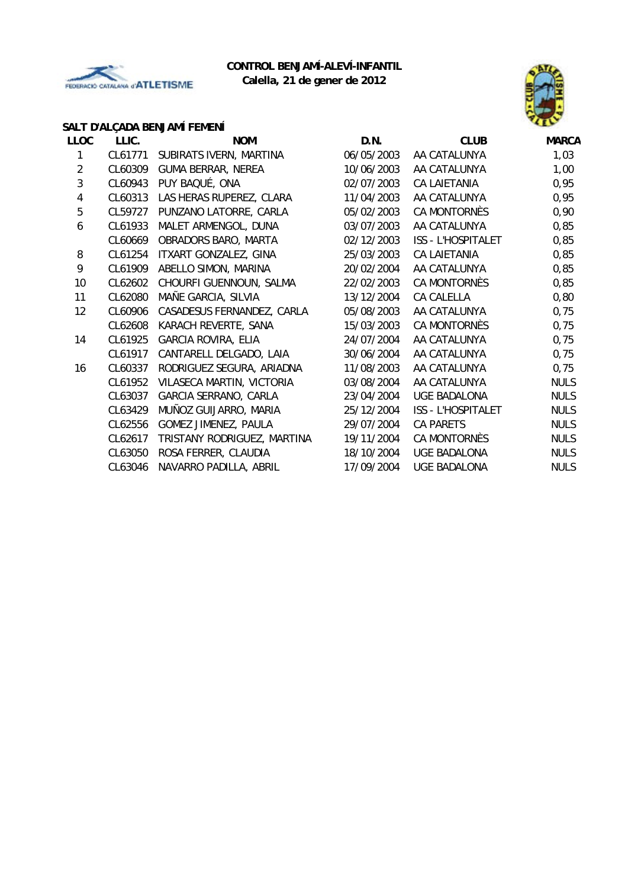**CONTROL BENJAMÍ-ALEVÍ-INFANTIL**
**Calella, 21 de gener de 2012**

**SALT D'ALÇADA BENJAMÍ FEMENÍ**

| LLOC | LLIC. | NOM | D.N. | CLUB | MARCA |
|---|---|---|---|---|---|
| 1 | CL61771 | SUBIRATS IVERN, MARTINA | 06/05/2003 | AA CATALUNYA | 1,03 |
| 2 | CL60309 | GUMA BERRAR, NEREA | 10/06/2003 | AA CATALUNYA | 1,00 |
| 3 | CL60943 | PUY BAQUÉ, ONA | 02/07/2003 | CA LAIETANIA | 0,95 |
| 4 | CL60313 | LAS HERAS RUPEREZ, CLARA | 11/04/2003 | AA CATALUNYA | 0,95 |
| 5 | CL59727 | PUNZANO LATORRE, CARLA | 05/02/2003 | CA MONTORNÈS | 0,90 |
| 6 | CL61933 | MALET ARMENGOL, DUNA | 03/07/2003 | AA CATALUNYA | 0,85 |
| | CL60669 | OBRADORS BARO, MARTA | 02/12/2003 | ISS - L'HOSPITALET | 0,85 |
| 8 | CL61254 | ITXART GONZALEZ, GINA | 25/03/2003 | CA LAIETANIA | 0,85 |
| 9 | CL61909 | ABELLO SIMON, MARINA | 20/02/2004 | AA CATALUNYA | 0,85 |
| 10 | CL62602 | CHOURFI GUENNOUN, SALMA | 22/02/2003 | CA MONTORNÈS | 0,85 |
| 11 | CL62080 | MAÑE GARCIA, SILVIA | 13/12/2004 | CA CALELLA | 0,80 |
| 12 | CL60906 | CASADESUS FERNANDEZ, CARLA | 05/08/2003 | AA CATALUNYA | 0,75 |
| | CL62608 | KARACH REVERTE, SANA | 15/03/2003 | CA MONTORNÈS | 0,75 |
| 14 | CL61925 | GARCIA ROVIRA, ELIA | 24/07/2004 | AA CATALUNYA | 0,75 |
| | CL61917 | CANTARELL DELGADO, LAIA | 30/06/2004 | AA CATALUNYA | 0,75 |
| 16 | CL60337 | RODRIGUEZ SEGURA, ARIADNA | 11/08/2003 | AA CATALUNYA | 0,75 |
| | CL61952 | VILASECA MARTIN, VICTORIA | 03/08/2004 | AA CATALUNYA | NULS |
| | CL63037 | GARCIA SERRANO, CARLA | 23/04/2004 | UGE BADALONA | NULS |
| | CL63429 | MUÑOZ GUIJARRO, MARIA | 25/12/2004 | ISS - L'HOSPITALET | NULS |
| | CL62556 | GOMEZ JIMENEZ, PAULA | 29/07/2004 | CA PARETS | NULS |
| | CL62617 | TRISTANY RODRIGUEZ, MARTINA | 19/11/2004 | CA MONTORNÈS | NULS |
| | CL63050 | ROSA FERRER, CLAUDIA | 18/10/2004 | UGE BADALONA | NULS |
| | CL63046 | NAVARRO PADILLA, ABRIL | 17/09/2004 | UGE BADALONA | NULS |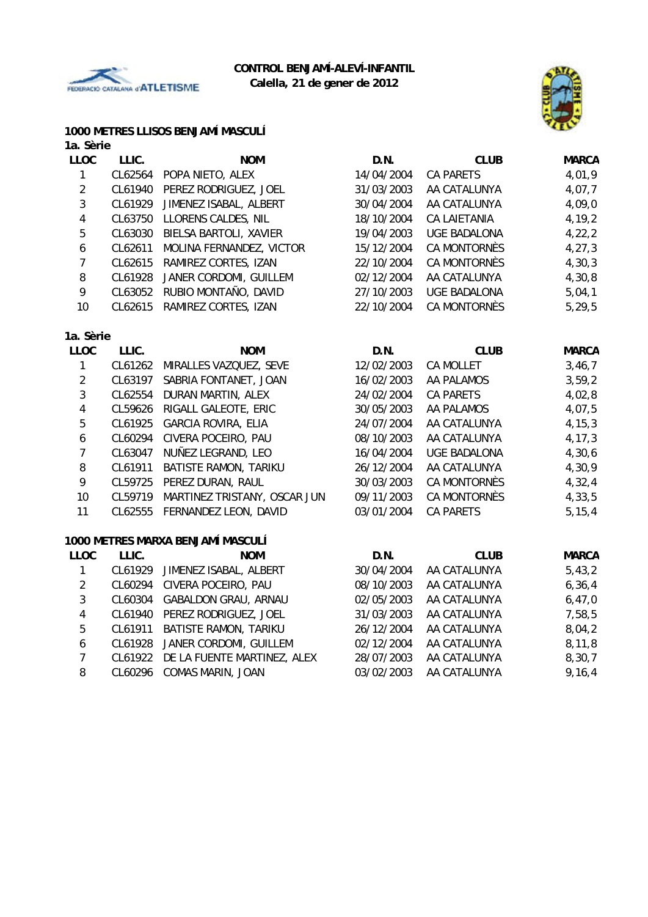**CONTROL BENJAMÍ-ALEVÍ-INFANTIL**
**Calella, 21 de gener de 2012**

### 1000 METRES LLISOS BENJAMÍ MASCULÍ

**1a. Sèrie**

| LLOC | LLIC. | NOM | D.N. | CLUB | MARCA |
|---|---|---|---|---|---|
| 1 | CL62564 | POPA NIETO, ALEX | 14/04/2004 | CA PARETS | 4,01,9 |
| 2 | CL61940 | PEREZ RODRIGUEZ, JOEL | 31/03/2003 | AA CATALUNYA | 4,07,7 |
| 3 | CL61929 | JIMENEZ ISABAL, ALBERT | 30/04/2004 | AA CATALUNYA | 4,09,0 |
| 4 | CL63750 | LLORENS CALDES, NIL | 18/10/2004 | CA LAIETANIA | 4,19,2 |
| 5 | CL63030 | BIELSA BARTOLI, XAVIER | 19/04/2003 | UGE BADALONA | 4,22,2 |
| 6 | CL62611 | MOLINA FERNANDEZ, VICTOR | 15/12/2004 | CA MONTORNÈS | 4,27,3 |
| 7 | CL62615 | RAMIREZ CORTES, IZAN | 22/10/2004 | CA MONTORNÈS | 4,30,3 |
| 8 | CL61928 | JANER CORDOMI, GUILLEM | 02/12/2004 | AA CATALUNYA | 4,30,8 |
| 9 | CL63052 | RUBIO MONTAÑO, DAVID | 27/10/2003 | UGE BADALONA | 5,04,1 |
| 10 | CL62615 | RAMIREZ CORTES, IZAN | 22/10/2004 | CA MONTORNÈS | 5,29,5 |

**1a. Sèrie**

| LLOC | LLIC. | NOM | D.N. | CLUB | MARCA |
|---|---|---|---|---|---|
| 1 | CL61262 | MIRALLES VAZQUEZ, SEVE | 12/02/2003 | CA MOLLET | 3,46,7 |
| 2 | CL63197 | SABRIA FONTANET, JOAN | 16/02/2003 | AA PALAMOS | 3,59,2 |
| 3 | CL62554 | DURAN MARTIN, ALEX | 24/02/2004 | CA PARETS | 4,02,8 |
| 4 | CL59626 | RIGALL GALEOTE, ERIC | 30/05/2003 | AA PALAMOS | 4,07,5 |
| 5 | CL61925 | GARCIA ROVIRA, ELIA | 24/07/2004 | AA CATALUNYA | 4,15,3 |
| 6 | CL60294 | CIVERA POCEIRO, PAU | 08/10/2003 | AA CATALUNYA | 4,17,3 |
| 7 | CL63047 | NUÑEZ LEGRAND, LEO | 16/04/2004 | UGE BADALONA | 4,30,6 |
| 8 | CL61911 | BATISTE RAMON, TARIKU | 26/12/2004 | AA CATALUNYA | 4,30,9 |
| 9 | CL59725 | PEREZ DURAN, RAUL | 30/03/2003 | CA MONTORNÈS | 4,32,4 |
| 10 | CL59719 | MARTINEZ TRISTANY, OSCAR JUN | 09/11/2003 | CA MONTORNÈS | 4,33,5 |
| 11 | CL62555 | FERNANDEZ LEON, DAVID | 03/01/2004 | CA PARETS | 5,15,4 |

### 1000 METRES MARXA BENJAMÍ MASCULÍ

| LLOC | LLIC. | NOM | D.N. | CLUB | MARCA |
|---|---|---|---|---|---|
| 1 | CL61929 | JIMENEZ ISABAL, ALBERT | 30/04/2004 | AA CATALUNYA | 5,43,2 |
| 2 | CL60294 | CIVERA POCEIRO, PAU | 08/10/2003 | AA CATALUNYA | 6,36,4 |
| 3 | CL60304 | GABALDON GRAU, ARNAU | 02/05/2003 | AA CATALUNYA | 6,47,0 |
| 4 | CL61940 | PEREZ RODRIGUEZ, JOEL | 31/03/2003 | AA CATALUNYA | 7,58,5 |
| 5 | CL61911 | BATISTE RAMON, TARIKU | 26/12/2004 | AA CATALUNYA | 8,04,2 |
| 6 | CL61928 | JANER CORDOMI, GUILLEM | 02/12/2004 | AA CATALUNYA | 8,11,8 |
| 7 | CL61922 | DE LA FUENTE MARTINEZ, ALEX | 28/07/2003 | AA CATALUNYA | 8,30,7 |
| 8 | CL60296 | COMAS MARIN, JOAN | 03/02/2003 | AA CATALUNYA | 9,16,4 |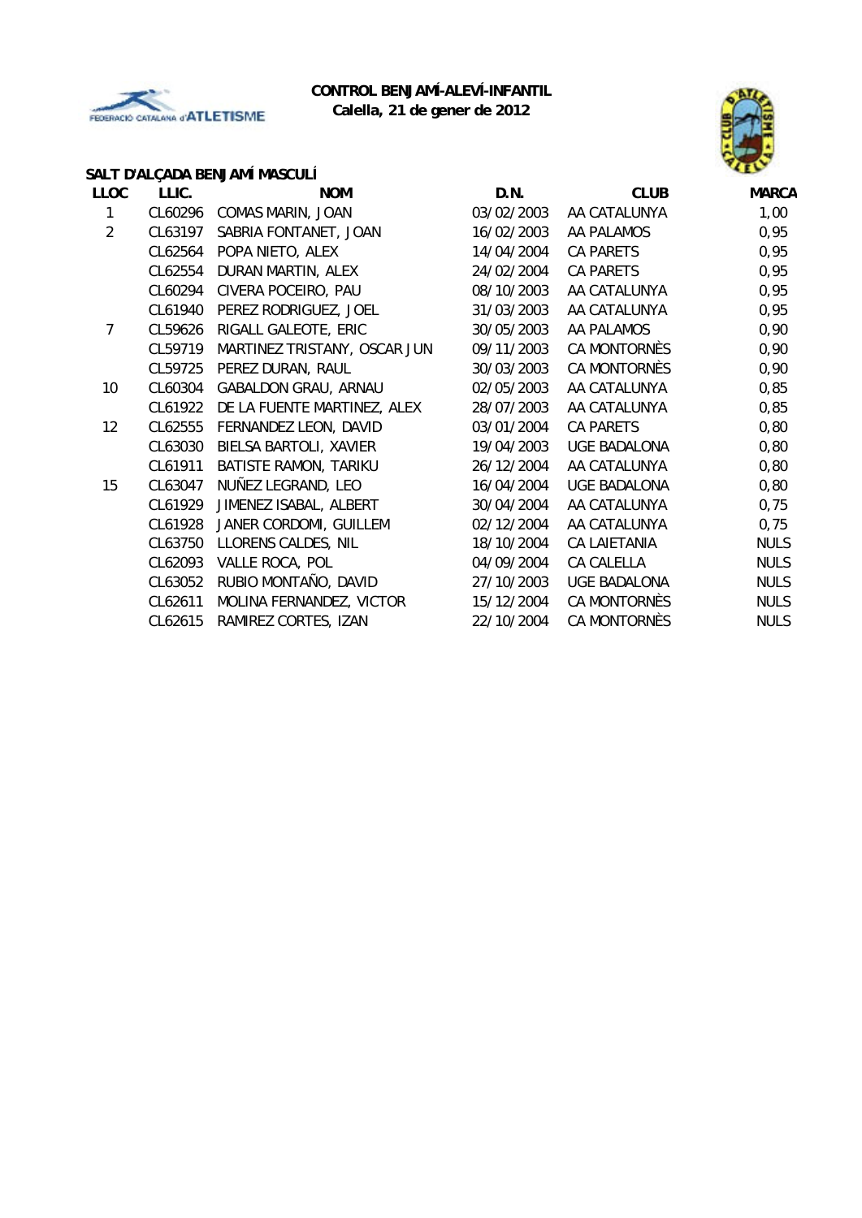**CONTROL BENJAMÍ-ALEVÍ-INFANTIL**
**Calella, 21 de gener de 2012**

**SALT D'ALÇADA BENJAMÍ MASCULÍ**

| LLOC | LLIC. | NOM | D.N. | CLUB | MARCA |
|---|---|---|---|---|---|
| 1 | CL60296 | COMAS MARIN, JOAN | 03/02/2003 | AA CATALUNYA | 1,00 |
| 2 | CL63197 | SABRIA FONTANET, JOAN | 16/02/2003 | AA PALAMOS | 0,95 |
| | CL62564 | POPA NIETO, ALEX | 14/04/2004 | CA PARETS | 0,95 |
| | CL62554 | DURAN MARTIN, ALEX | 24/02/2004 | CA PARETS | 0,95 |
| | CL60294 | CIVERA POCEIRO, PAU | 08/10/2003 | AA CATALUNYA | 0,95 |
| | CL61940 | PEREZ RODRIGUEZ, JOEL | 31/03/2003 | AA CATALUNYA | 0,95 |
| 7 | CL59626 | RIGALL GALEOTE, ERIC | 30/05/2003 | AA PALAMOS | 0,90 |
| | CL59719 | MARTINEZ TRISTANY, OSCAR JUN | 09/11/2003 | CA MONTORNÈS | 0,90 |
| | CL59725 | PEREZ DURAN, RAUL | 30/03/2003 | CA MONTORNÈS | 0,90 |
| 10 | CL60304 | GABALDON GRAU, ARNAU | 02/05/2003 | AA CATALUNYA | 0,85 |
| | CL61922 | DE LA FUENTE MARTINEZ, ALEX | 28/07/2003 | AA CATALUNYA | 0,85 |
| 12 | CL62555 | FERNANDEZ LEON, DAVID | 03/01/2004 | CA PARETS | 0,80 |
| | CL63030 | BIELSA BARTOLI, XAVIER | 19/04/2003 | UGE BADALONA | 0,80 |
| | CL61911 | BATISTE RAMON, TARIKU | 26/12/2004 | AA CATALUNYA | 0,80 |
| 15 | CL63047 | NUÑEZ LEGRAND, LEO | 16/04/2004 | UGE BADALONA | 0,80 |
| | CL61929 | JIMENEZ ISABAL, ALBERT | 30/04/2004 | AA CATALUNYA | 0,75 |
| | CL61928 | JANER CORDOMI, GUILLEM | 02/12/2004 | AA CATALUNYA | 0,75 |
| | CL63750 | LLORENS CALDES, NIL | 18/10/2004 | CA LAIETANIA | NULS |
| | CL62093 | VALLE ROCA, POL | 04/09/2004 | CA CALELLA | NULS |
| | CL63052 | RUBIO MONTAÑO, DAVID | 27/10/2003 | UGE BADALONA | NULS |
| | CL62611 | MOLINA FERNANDEZ, VICTOR | 15/12/2004 | CA MONTORNÈS | NULS |
| | CL62615 | RAMIREZ CORTES, IZAN | 22/10/2004 | CA MONTORNÈS | NULS |